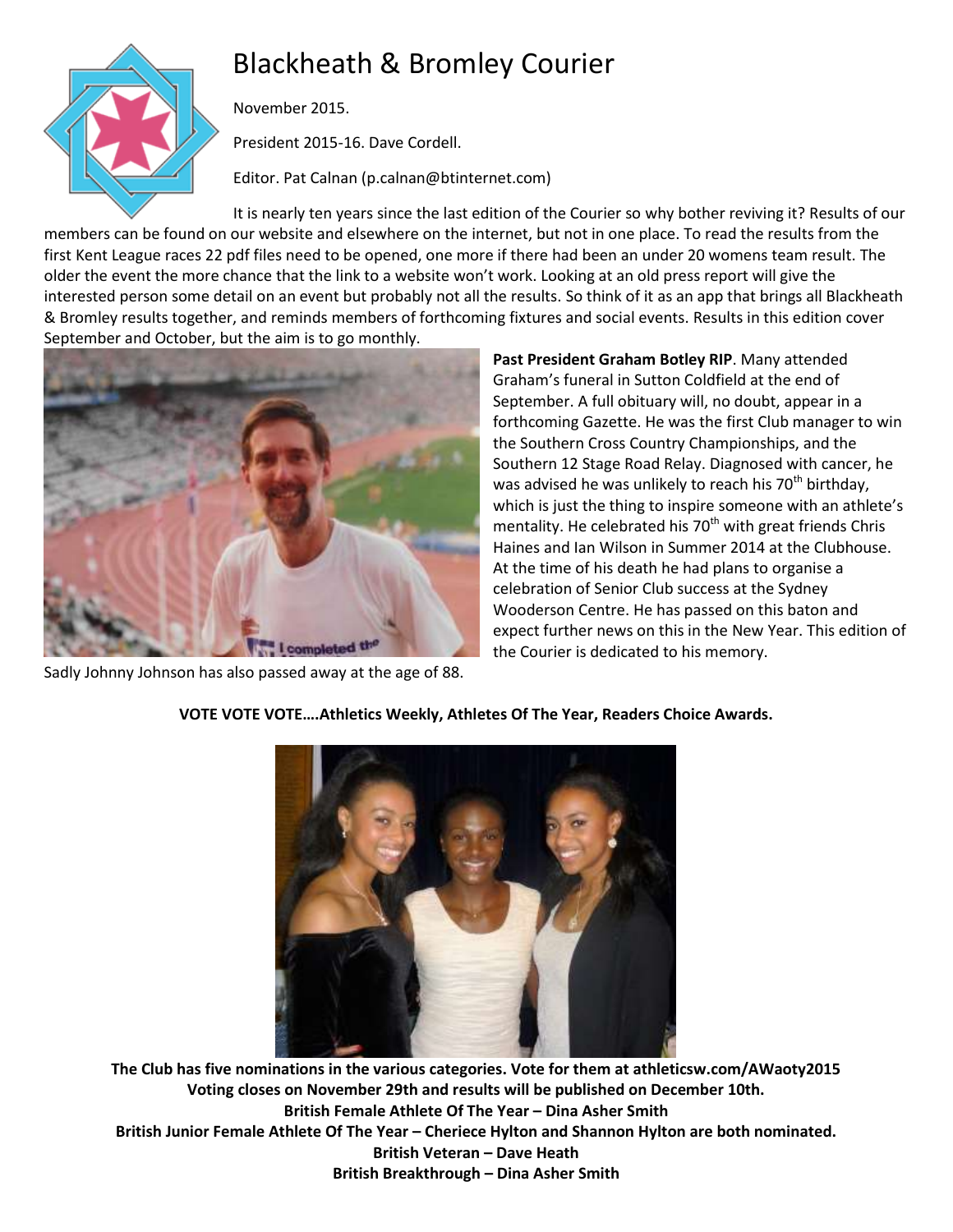# Blackheath & Bromley Courier

November 2015.

President 2015-16. Dave Cordell.

Editor. Pat Calnan (p.calnan@btinternet.com)

It is nearly ten years since the last edition of the Courier so why bother reviving it? Results of our members can be found on our website and elsewhere on the internet, but not in one place. To read the results from the first Kent League races 22 pdf files need to be opened, one more if there had been an under 20 womens team result. The older the event the more chance that the link to a website won't work. Looking at an old press report will give the interested person some detail on an event but probably not all the results. So think of it as an app that brings all Blackheath & Bromley results together, and reminds members of forthcoming fixtures and social events. Results in this edition cover September and October, but the aim is to go monthly.

**Past President Graham Botley RIP**. Many attended Graham's funeral in Sutton Coldfield at the end of September. A full obituary will, no doubt, appear in a forthcoming Gazette. He was the first Club manager to win the Southern Cross Country Championships, and the Southern 12 Stage Road Relay. Diagnosed with cancer, he was advised he was unlikely to reach his 70th birthday, which is just the thing to inspire someone with an athlete's mentality. He celebrated his 70th with great friends Chris Haines and Ian Wilson in Summer 2014 at the Clubhouse. At the time of his death he had plans to organise a celebration of Senior Club success at the Sydney Wooderson Centre. He has passed on this baton and expect further news on this in the New Year. This edition of the Courier is dedicated to his memory.

Sadly Johnny Johnson has also passed away at the age of 88.

**VOTE VOTE VOTE….Athletics Weekly, Athletes Of The Year, Readers Choice Awards.**

**The Club has five nominations in the various categories. Vote for them at athleticsw.com/AWaoty2015**
**Voting closes on November 29th and results will be published on December 10th.**
**British Female Athlete Of The Year – Dina Asher Smith**
**British Junior Female Athlete Of The Year – Cheriece Hylton and Shannon Hylton are both nominated.**
**British Veteran – Dave Heath**
**British Breakthrough – Dina Asher Smith**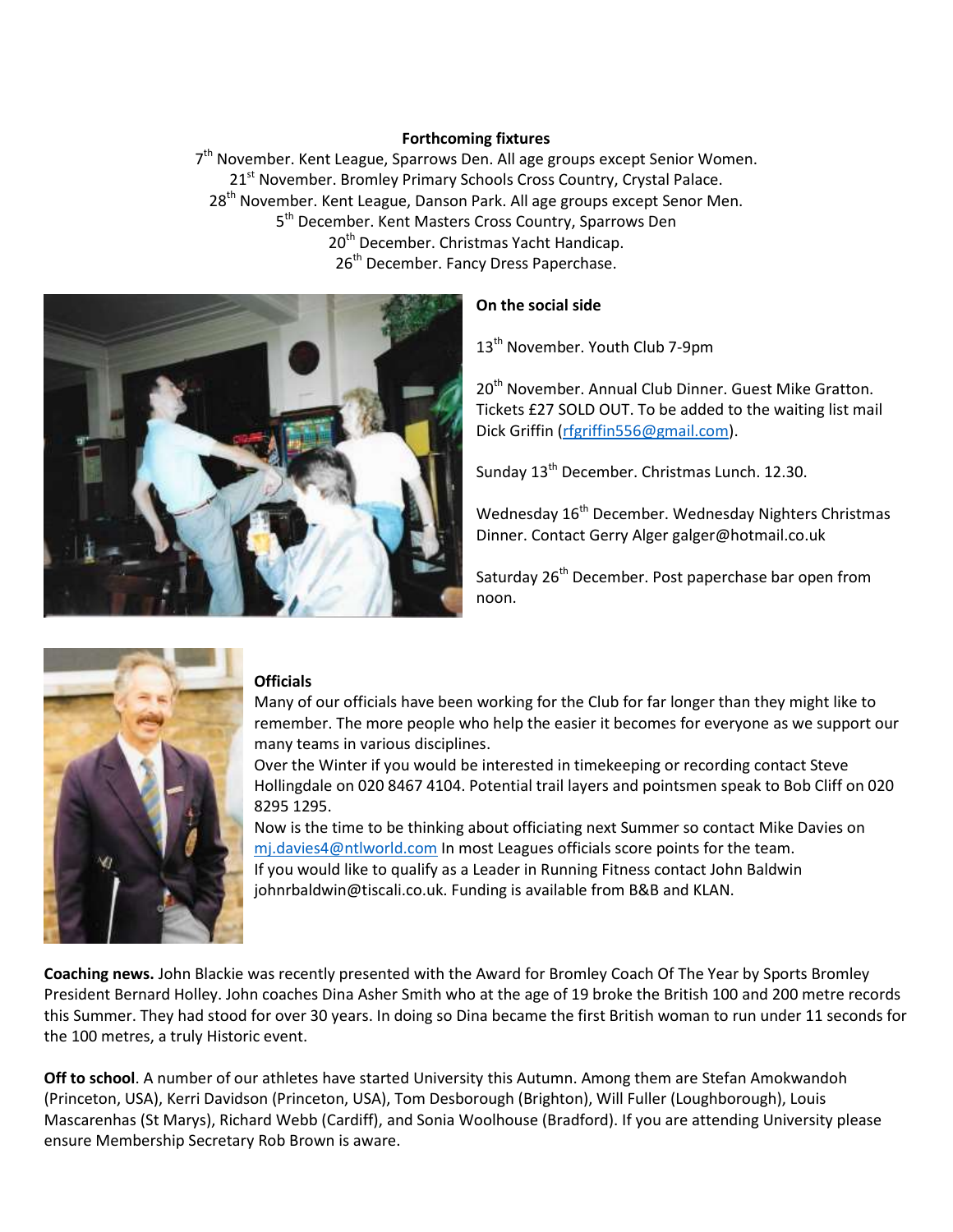**Forthcoming fixtures**

7th November. Kent League, Sparrows Den. All age groups except Senior Women.
21st November. Bromley Primary Schools Cross Country, Crystal Palace.
28th November. Kent League, Danson Park. All age groups except Senor Men.
5th December. Kent Masters Cross Country, Sparrows Den
20th December. Christmas Yacht Handicap.
26th December. Fancy Dress Paperchase.

**On the social side**

13th November. Youth Club 7-9pm

20th November. Annual Club Dinner. Guest Mike Gratton. Tickets £27 SOLD OUT. To be added to the waiting list mail Dick Griffin (rfgriffin556@gmail.com).

Sunday 13th December. Christmas Lunch. 12.30.

Wednesday 16th December. Wednesday Nighters Christmas Dinner. Contact Gerry Alger galger@hotmail.co.uk

Saturday 26th December. Post paperchase bar open from noon.

**Officials**

Many of our officials have been working for the Club for far longer than they might like to remember. The more people who help the easier it becomes for everyone as we support our many teams in various disciplines.

Over the Winter if you would be interested in timekeeping or recording contact Steve Hollingdale on 020 8467 4104. Potential trail layers and pointsmen speak to Bob Cliff on 020 8295 1295.

Now is the time to be thinking about officiating next Summer so contact Mike Davies on mj.davies4@ntlworld.com In most Leagues officials score points for the team.

If you would like to qualify as a Leader in Running Fitness contact John Baldwin johnrbaldwin@tiscali.co.uk. Funding is available from B&B and KLAN.

**Coaching news.** John Blackie was recently presented with the Award for Bromley Coach Of The Year by Sports Bromley President Bernard Holley. John coaches Dina Asher Smith who at the age of 19 broke the British 100 and 200 metre records this Summer. They had stood for over 30 years. In doing so Dina became the first British woman to run under 11 seconds for the 100 metres, a truly Historic event.

**Off to school**. A number of our athletes have started University this Autumn. Among them are Stefan Amokwandoh (Princeton, USA), Kerri Davidson (Princeton, USA), Tom Desborough (Brighton), Will Fuller (Loughborough), Louis Mascarenhas (St Marys), Richard Webb (Cardiff), and Sonia Woolhouse (Bradford). If you are attending University please ensure Membership Secretary Rob Brown is aware.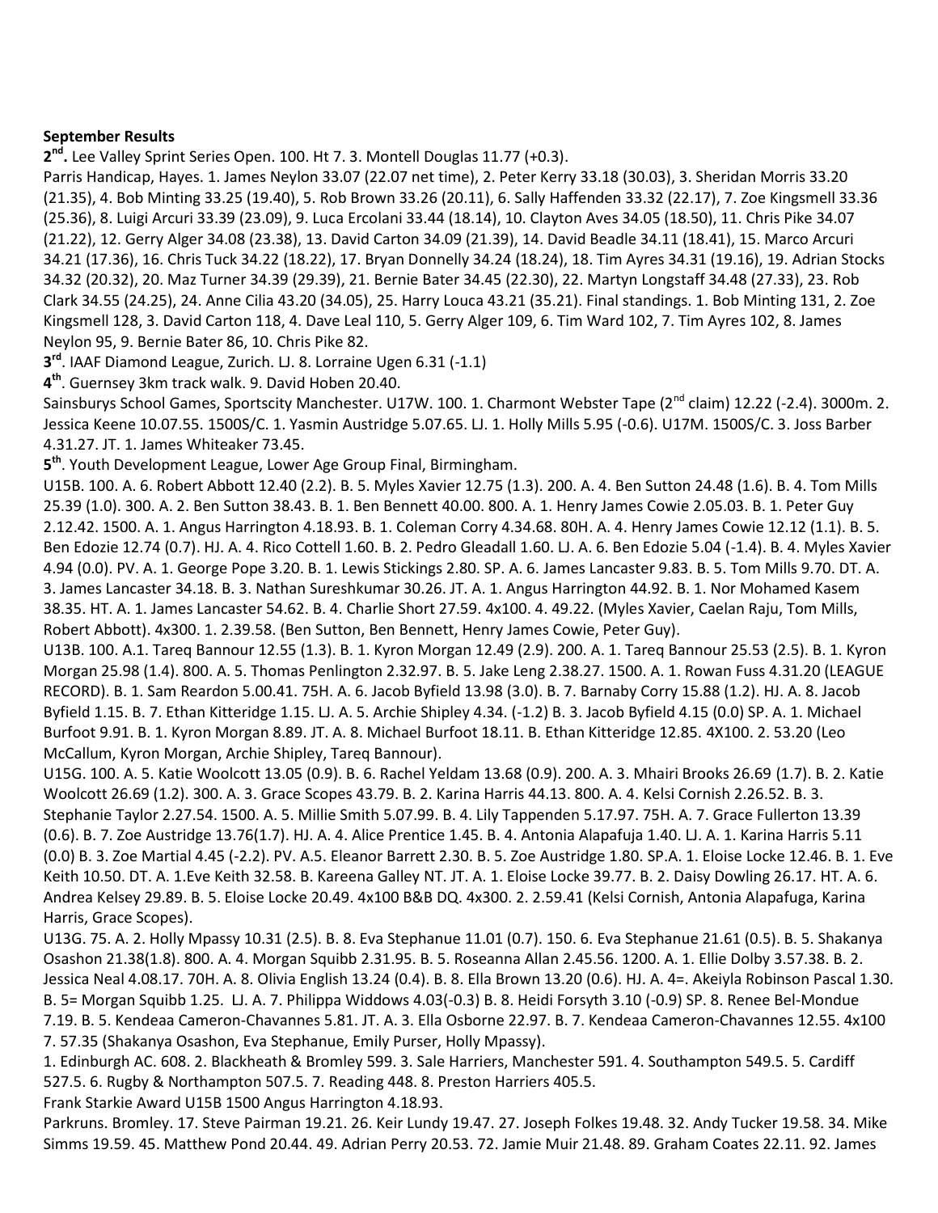**September Results**

**2nd.** Lee Valley Sprint Series Open. 100. Ht 7. 3. Montell Douglas 11.77 (+0.3).

Parris Handicap, Hayes. 1. James Neylon 33.07 (22.07 net time), 2. Peter Kerry 33.18 (30.03), 3. Sheridan Morris 33.20 (21.35), 4. Bob Minting 33.25 (19.40), 5. Rob Brown 33.26 (20.11), 6. Sally Haffenden 33.32 (22.17), 7. Zoe Kingsmell 33.36 (25.36), 8. Luigi Arcuri 33.39 (23.09), 9. Luca Ercolani 33.44 (18.14), 10. Clayton Aves 34.05 (18.50), 11. Chris Pike 34.07 (21.22), 12. Gerry Alger 34.08 (23.38), 13. David Carton 34.09 (21.39), 14. David Beadle 34.11 (18.41), 15. Marco Arcuri 34.21 (17.36), 16. Chris Tuck 34.22 (18.22), 17. Bryan Donnelly 34.24 (18.24), 18. Tim Ayres 34.31 (19.16), 19. Adrian Stocks 34.32 (20.32), 20. Maz Turner 34.39 (29.39), 21. Bernie Bater 34.45 (22.30), 22. Martyn Longstaff 34.48 (27.33), 23. Rob Clark 34.55 (24.25), 24. Anne Cilia 43.20 (34.05), 25. Harry Louca 43.21 (35.21). Final standings. 1. Bob Minting 131, 2. Zoe Kingsmell 128, 3. David Carton 118, 4. Dave Leal 110, 5. Gerry Alger 109, 6. Tim Ward 102, 7. Tim Ayres 102, 8. James Neylon 95, 9. Bernie Bater 86, 10. Chris Pike 82.

**3rd**. IAAF Diamond League, Zurich. LJ. 8. Lorraine Ugen 6.31 (-1.1)

**4th**. Guernsey 3km track walk. 9. David Hoben 20.40.

Sainsburys School Games, Sportscity Manchester. U17W. 100. 1. Charmont Webster Tape (2nd claim) 12.22 (-2.4). 3000m. 2. Jessica Keene 10.07.55. 1500S/C. 1. Yasmin Austridge 5.07.65. LJ. 1. Holly Mills 5.95 (-0.6). U17M. 1500S/C. 3. Joss Barber 4.31.27. JT. 1. James Whiteaker 73.45.

**5th**. Youth Development League, Lower Age Group Final, Birmingham.

U15B. 100. A. 6. Robert Abbott 12.40 (2.2). B. 5. Myles Xavier 12.75 (1.3). 200. A. 4. Ben Sutton 24.48 (1.6). B. 4. Tom Mills 25.39 (1.0). 300. A. 2. Ben Sutton 38.43. B. 1. Ben Bennett 40.00. 800. A. 1. Henry James Cowie 2.05.03. B. 1. Peter Guy 2.12.42. 1500. A. 1. Angus Harrington 4.18.93. B. 1. Coleman Corry 4.34.68. 80H. A. 4. Henry James Cowie 12.12 (1.1). B. 5. Ben Edozie 12.74 (0.7). HJ. A. 4. Rico Cottell 1.60. B. 2. Pedro Gleadall 1.60. LJ. A. 6. Ben Edozie 5.04 (-1.4). B. 4. Myles Xavier 4.94 (0.0). PV. A. 1. George Pope 3.20. B. 1. Lewis Stickings 2.80. SP. A. 6. James Lancaster 9.83. B. 5. Tom Mills 9.70. DT. A. 3. James Lancaster 34.18. B. 3. Nathan Sureshkumar 30.26. JT. A. 1. Angus Harrington 44.92. B. 1. Nor Mohamed Kasem 38.35. HT. A. 1. James Lancaster 54.62. B. 4. Charlie Short 27.59. 4x100. 4. 49.22. (Myles Xavier, Caelan Raju, Tom Mills, Robert Abbott). 4x300. 1. 2.39.58. (Ben Sutton, Ben Bennett, Henry James Cowie, Peter Guy).

U13B. 100. A.1. Tareq Bannour 12.55 (1.3). B. 1. Kyron Morgan 12.49 (2.9). 200. A. 1. Tareq Bannour 25.53 (2.5). B. 1. Kyron Morgan 25.98 (1.4). 800. A. 5. Thomas Penlington 2.32.97. B. 5. Jake Leng 2.38.27. 1500. A. 1. Rowan Fuss 4.31.20 (LEAGUE RECORD). B. 1. Sam Reardon 5.00.41. 75H. A. 6. Jacob Byfield 13.98 (3.0). B. 7. Barnaby Corry 15.88 (1.2). HJ. A. 8. Jacob Byfield 1.15. B. 7. Ethan Kitteridge 1.15. LJ. A. 5. Archie Shipley 4.34. (-1.2) B. 3. Jacob Byfield 4.15 (0.0) SP. A. 1. Michael Burfoot 9.91. B. 1. Kyron Morgan 8.89. JT. A. 8. Michael Burfoot 18.11. B. Ethan Kitteridge 12.85. 4X100. 2. 53.20 (Leo McCallum, Kyron Morgan, Archie Shipley, Tareq Bannour).

U15G. 100. A. 5. Katie Woolcott 13.05 (0.9). B. 6. Rachel Yeldam 13.68 (0.9). 200. A. 3. Mhairi Brooks 26.69 (1.7). B. 2. Katie Woolcott 26.69 (1.2). 300. A. 3. Grace Scopes 43.79. B. 2. Karina Harris 44.13. 800. A. 4. Kelsi Cornish 2.26.52. B. 3. Stephanie Taylor 2.27.54. 1500. A. 5. Millie Smith 5.07.99. B. 4. Lily Tappenden 5.17.97. 75H. A. 7. Grace Fullerton 13.39 (0.6). B. 7. Zoe Austridge 13.76(1.7). HJ. A. 4. Alice Prentice 1.45. B. 4. Antonia Alapafuja 1.40. LJ. A. 1. Karina Harris 5.11 (0.0) B. 3. Zoe Martial 4.45 (-2.2). PV. A.5. Eleanor Barrett 2.30. B. 5. Zoe Austridge 1.80. SP.A. 1. Eloise Locke 12.46. B. 1. Eve Keith 10.50. DT. A. 1.Eve Keith 32.58. B. Kareena Galley NT. JT. A. 1. Eloise Locke 39.77. B. 2. Daisy Dowling 26.17. HT. A. 6. Andrea Kelsey 29.89. B. 5. Eloise Locke 20.49. 4x100 B&B DQ. 4x300. 2. 2.59.41 (Kelsi Cornish, Antonia Alapafuga, Karina Harris, Grace Scopes).

U13G. 75. A. 2. Holly Mpassy 10.31 (2.5). B. 8. Eva Stephanue 11.01 (0.7). 150. 6. Eva Stephanue 21.61 (0.5). B. 5. Shakanya Osashon 21.38(1.8). 800. A. 4. Morgan Squibb 2.31.95. B. 5. Roseanna Allan 2.45.56. 1200. A. 1. Ellie Dolby 3.57.38. B. 2. Jessica Neal 4.08.17. 70H. A. 8. Olivia English 13.24 (0.4). B. 8. Ella Brown 13.20 (0.6). HJ. A. 4=. Akeiyla Robinson Pascal 1.30. B. 5= Morgan Squibb 1.25. LJ. A. 7. Philippa Widdows 4.03(-0.3) B. 8. Heidi Forsyth 3.10 (-0.9) SP. 8. Renee Bel-Mondue 7.19. B. 5. Kendeaa Cameron-Chavannes 5.81. JT. A. 3. Ella Osborne 22.97. B. 7. Kendeaa Cameron-Chavannes 12.55. 4x100 7. 57.35 (Shakanya Osashon, Eva Stephanue, Emily Purser, Holly Mpassy).

1. Edinburgh AC. 608. 2. Blackheath & Bromley 599. 3. Sale Harriers, Manchester 591. 4. Southampton 549.5. 5. Cardiff 527.5. 6. Rugby & Northampton 507.5. 7. Reading 448. 8. Preston Harriers 405.5.

Frank Starkie Award U15B 1500 Angus Harrington 4.18.93.

Parkruns. Bromley. 17. Steve Pairman 19.21. 26. Keir Lundy 19.47. 27. Joseph Folkes 19.48. 32. Andy Tucker 19.58. 34. Mike Simms 19.59. 45. Matthew Pond 20.44. 49. Adrian Perry 20.53. 72. Jamie Muir 21.48. 89. Graham Coates 22.11. 92. James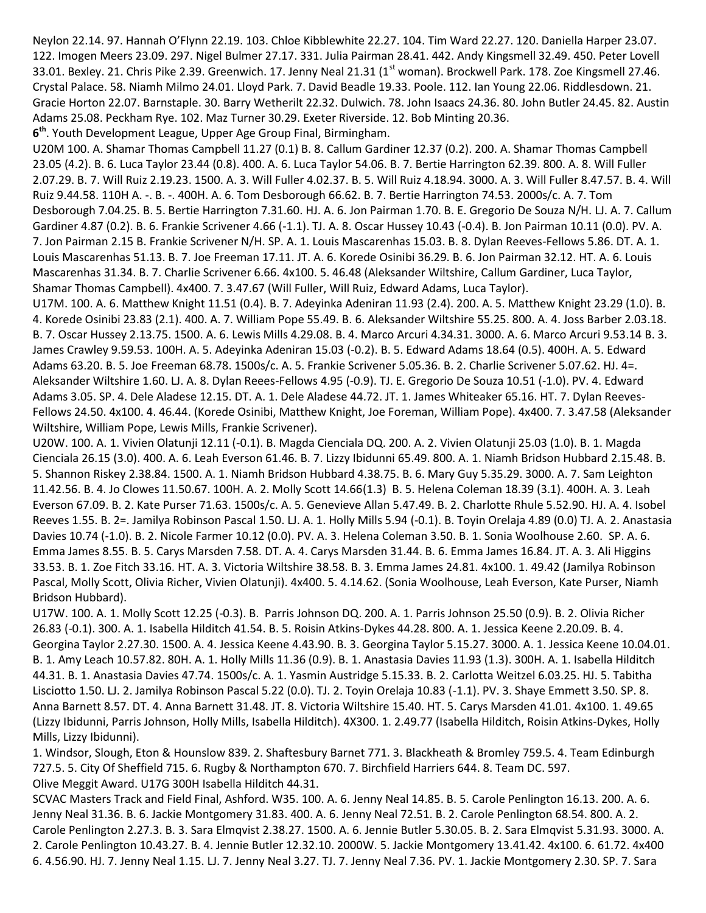Neylon 22.14. 97. Hannah O'Flynn 22.19. 103. Chloe Kibblewhite 22.27. 104. Tim Ward 22.27. 120. Daniella Harper 23.07. 122. Imogen Meers 23.09. 297. Nigel Bulmer 27.17. 331. Julia Pairman 28.41. 442. Andy Kingsmell 32.49. 450. Peter Lovell 33.01. Bexley. 21. Chris Pike 2.39. Greenwich. 17. Jenny Neal 21.31 (1st woman). Brockwell Park. 178. Zoe Kingsmell 27.46. Crystal Palace. 58. Niamh Milmo 24.01. Lloyd Park. 7. David Beadle 19.33. Poole. 112. Ian Young 22.06. Riddlesdown. 21. Gracie Horton 22.07. Barnstaple. 30. Barry Wetherilt 22.32. Dulwich. 78. John Isaacs 24.36. 80. John Butler 24.45. 82. Austin Adams 25.08. Peckham Rye. 102. Maz Turner 30.29. Exeter Riverside. 12. Bob Minting 20.36.

**6th**. Youth Development League, Upper Age Group Final, Birmingham.

U20M 100. A. Shamar Thomas Campbell 11.27 (0.1) B. 8. Callum Gardiner 12.37 (0.2). 200. A. Shamar Thomas Campbell 23.05 (4.2). B. 6. Luca Taylor 23.44 (0.8). 400. A. 6. Luca Taylor 54.06. B. 7. Bertie Harrington 62.39. 800. A. 8. Will Fuller 2.07.29. B. 7. Will Ruiz 2.19.23. 1500. A. 3. Will Fuller 4.02.37. B. 5. Will Ruiz 4.18.94. 3000. A. 3. Will Fuller 8.47.57. B. 4. Will Ruiz 9.44.58. 110H A. -. B. -. 400H. A. 6. Tom Desborough 66.62. B. 7. Bertie Harrington 74.53. 2000s/c. A. 7. Tom Desborough 7.04.25. B. 5. Bertie Harrington 7.31.60. HJ. A. 6. Jon Pairman 1.70. B. E. Gregorio De Souza N/H. LJ. A. 7. Callum Gardiner 4.87 (0.2). B. 6. Frankie Scrivener 4.66 (-1.1). TJ. A. 8. Oscar Hussey 10.43 (-0.4). B. Jon Pairman 10.11 (0.0). PV. A. 7. Jon Pairman 2.15 B. Frankie Scrivener N/H. SP. A. 1. Louis Mascarenhas 15.03. B. 8. Dylan Reeves-Fellows 5.86. DT. A. 1. Louis Mascarenhas 51.13. B. 7. Joe Freeman 17.11. JT. A. 6. Korede Osinibi 36.29. B. 6. Jon Pairman 32.12. HT. A. 6. Louis Mascarenhas 31.34. B. 7. Charlie Scrivener 6.66. 4x100. 5. 46.48 (Aleksander Wiltshire, Callum Gardiner, Luca Taylor, Shamar Thomas Campbell). 4x400. 7. 3.47.67 (Will Fuller, Will Ruiz, Edward Adams, Luca Taylor).

U17M. 100. A. 6. Matthew Knight 11.51 (0.4). B. 7. Adeyinka Adeniran 11.93 (2.4). 200. A. 5. Matthew Knight 23.29 (1.0). B. 4. Korede Osinibi 23.83 (2.1). 400. A. 7. William Pope 55.49. B. 6. Aleksander Wiltshire 55.25. 800. A. 4. Joss Barber 2.03.18. B. 7. Oscar Hussey 2.13.75. 1500. A. 6. Lewis Mills 4.29.08. B. 4. Marco Arcuri 4.34.31. 3000. A. 6. Marco Arcuri 9.53.14 B. 3. James Crawley 9.59.53. 100H. A. 5. Adeyinka Adeniran 15.03 (-0.2). B. 5. Edward Adams 18.64 (0.5). 400H. A. 5. Edward Adams 63.20. B. 5. Joe Freeman 68.78. 1500s/c. A. 5. Frankie Scrivener 5.05.36. B. 2. Charlie Scrivener 5.07.62. HJ. 4=. Aleksander Wiltshire 1.60. LJ. A. 8. Dylan Reees-Fellows 4.95 (-0.9). TJ. E. Gregorio De Souza 10.51 (-1.0). PV. 4. Edward Adams 3.05. SP. 4. Dele Aladese 12.15. DT. A. 1. Dele Aladese 44.72. JT. 1. James Whiteaker 65.16. HT. 7. Dylan Reeves-Fellows 24.50. 4x100. 4. 46.44. (Korede Osinibi, Matthew Knight, Joe Foreman, William Pope). 4x400. 7. 3.47.58 (Aleksander Wiltshire, William Pope, Lewis Mills, Frankie Scrivener).

U20W. 100. A. 1. Vivien Olatunji 12.11 (-0.1). B. Magda Cienciala DQ. 200. A. 2. Vivien Olatunji 25.03 (1.0). B. 1. Magda Cienciala 26.15 (3.0). 400. A. 6. Leah Everson 61.46. B. 7. Lizzy Ibidunni 65.49. 800. A. 1. Niamh Bridson Hubbard 2.15.48. B. 5. Shannon Riskey 2.38.84. 1500. A. 1. Niamh Bridson Hubbard 4.38.75. B. 6. Mary Guy 5.35.29. 3000. A. 7. Sam Leighton 11.42.56. B. 4. Jo Clowes 11.50.67. 100H. A. 2. Molly Scott 14.66(1.3) B. 5. Helena Coleman 18.39 (3.1). 400H. A. 3. Leah Everson 67.09. B. 2. Kate Purser 71.63. 1500s/c. A. 5. Genevieve Allan 5.47.49. B. 2. Charlotte Rhule 5.52.90. HJ. A. 4. Isobel Reeves 1.55. B. 2=. Jamilya Robinson Pascal 1.50. LJ. A. 1. Holly Mills 5.94 (-0.1). B. Toyin Orelaja 4.89 (0.0) TJ. A. 2. Anastasia Davies 10.74 (-1.0). B. 2. Nicole Farmer 10.12 (0.0). PV. A. 3. Helena Coleman 3.50. B. 1. Sonia Woolhouse 2.60. SP. A. 6. Emma James 8.55. B. 5. Carys Marsden 7.58. DT. A. 4. Carys Marsden 31.44. B. 6. Emma James 16.84. JT. A. 3. Ali Higgins 33.53. B. 1. Zoe Fitch 33.16. HT. A. 3. Victoria Wiltshire 38.58. B. 3. Emma James 24.81. 4x100. 1. 49.42 (Jamilya Robinson Pascal, Molly Scott, Olivia Richer, Vivien Olatunji). 4x400. 5. 4.14.62. (Sonia Woolhouse, Leah Everson, Kate Purser, Niamh Bridson Hubbard).

U17W. 100. A. 1. Molly Scott 12.25 (-0.3). B. Parris Johnson DQ. 200. A. 1. Parris Johnson 25.50 (0.9). B. 2. Olivia Richer 26.83 (-0.1). 300. A. 1. Isabella Hilditch 41.54. B. 5. Roisin Atkins-Dykes 44.28. 800. A. 1. Jessica Keene 2.20.09. B. 4. Georgina Taylor 2.27.30. 1500. A. 4. Jessica Keene 4.43.90. B. 3. Georgina Taylor 5.15.27. 3000. A. 1. Jessica Keene 10.04.01. B. 1. Amy Leach 10.57.82. 80H. A. 1. Holly Mills 11.36 (0.9). B. 1. Anastasia Davies 11.93 (1.3). 300H. A. 1. Isabella Hilditch 44.31. B. 1. Anastasia Davies 47.74. 1500s/c. A. 1. Yasmin Austridge 5.15.33. B. 2. Carlotta Weitzel 6.03.25. HJ. 5. Tabitha Lisciotto 1.50. LJ. 2. Jamilya Robinson Pascal 5.22 (0.0). TJ. 2. Toyin Orelaja 10.83 (-1.1). PV. 3. Shaye Emmett 3.50. SP. 8. Anna Barnett 8.57. DT. 4. Anna Barnett 31.48. JT. 8. Victoria Wiltshire 15.40. HT. 5. Carys Marsden 41.01. 4x100. 1. 49.65 (Lizzy Ibidunni, Parris Johnson, Holly Mills, Isabella Hilditch). 4X300. 1. 2.49.77 (Isabella Hilditch, Roisin Atkins-Dykes, Holly Mills, Lizzy Ibidunni).

1. Windsor, Slough, Eton & Hounslow 839. 2. Shaftesbury Barnet 771. 3. Blackheath & Bromley 759.5. 4. Team Edinburgh 727.5. 5. City Of Sheffield 715. 6. Rugby & Northampton 670. 7. Birchfield Harriers 644. 8. Team DC. 597.

Olive Meggit Award. U17G 300H Isabella Hilditch 44.31.

SCVAC Masters Track and Field Final, Ashford. W35. 100. A. 6. Jenny Neal 14.85. B. 5. Carole Penlington 16.13. 200. A. 6. Jenny Neal 31.36. B. 6. Jackie Montgomery 31.83. 400. A. 6. Jenny Neal 72.51. B. 2. Carole Penlington 68.54. 800. A. 2. Carole Penlington 2.27.3. B. 3. Sara Elmqvist 2.38.27. 1500. A. 6. Jennie Butler 5.30.05. B. 2. Sara Elmqvist 5.31.93. 3000. A. 2. Carole Penlington 10.43.27. B. 4. Jennie Butler 12.32.10. 2000W. 5. Jackie Montgomery 13.41.42. 4x100. 6. 61.72. 4x400 6. 4.56.90. HJ. 7. Jenny Neal 1.15. LJ. 7. Jenny Neal 3.27. TJ. 7. Jenny Neal 7.36. PV. 1. Jackie Montgomery 2.30. SP. 7. Sara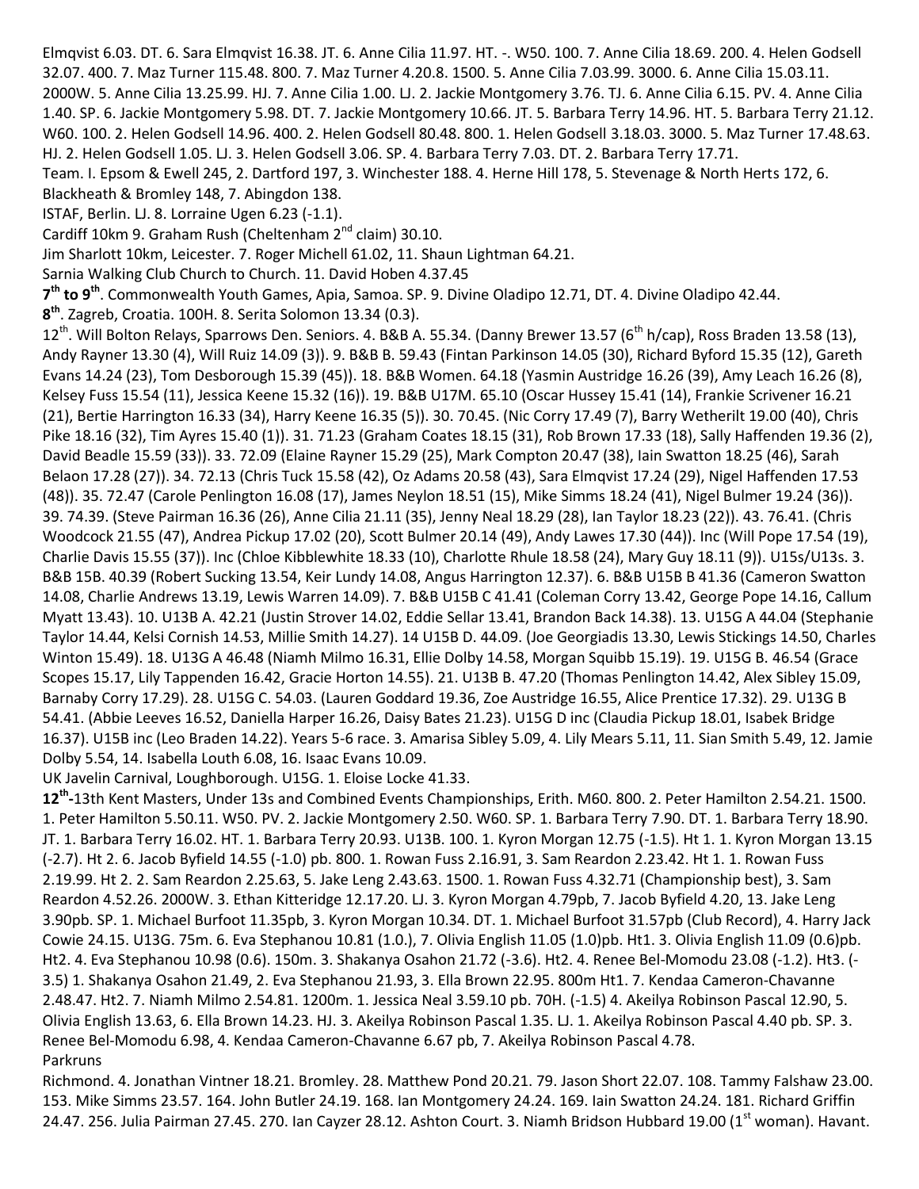Elmqvist 6.03. DT. 6. Sara Elmqvist 16.38. JT. 6. Anne Cilia 11.97. HT. -. W50. 100. 7. Anne Cilia 18.69. 200. 4. Helen Godsell 32.07. 400. 7. Maz Turner 115.48. 800. 7. Maz Turner 4.20.8. 1500. 5. Anne Cilia 7.03.99. 3000. 6. Anne Cilia 15.03.11. 2000W. 5. Anne Cilia 13.25.99. HJ. 7. Anne Cilia 1.00. LJ. 2. Jackie Montgomery 3.76. TJ. 6. Anne Cilia 6.15. PV. 4. Anne Cilia 1.40. SP. 6. Jackie Montgomery 5.98. DT. 7. Jackie Montgomery 10.66. JT. 5. Barbara Terry 14.96. HT. 5. Barbara Terry 21.12. W60. 100. 2. Helen Godsell 14.96. 400. 2. Helen Godsell 80.48. 800. 1. Helen Godsell 3.18.03. 3000. 5. Maz Turner 17.48.63. HJ. 2. Helen Godsell 1.05. LJ. 3. Helen Godsell 3.06. SP. 4. Barbara Terry 7.03. DT. 2. Barbara Terry 17.71.

Team. I. Epsom & Ewell 245, 2. Dartford 197, 3. Winchester 188. 4. Herne Hill 178, 5. Stevenage & North Herts 172, 6. Blackheath & Bromley 148, 7. Abingdon 138.

ISTAF, Berlin. LJ. 8. Lorraine Ugen 6.23 (-1.1).

Cardiff 10km 9. Graham Rush (Cheltenham 2nd claim) 30.10.

Jim Sharlott 10km, Leicester. 7. Roger Michell 61.02, 11. Shaun Lightman 64.21.

Sarnia Walking Club Church to Church. 11. David Hoben 4.37.45

**7th to 9th**. Commonwealth Youth Games, Apia, Samoa. SP. 9. Divine Oladipo 12.71, DT. 4. Divine Oladipo 42.44.

**8th**. Zagreb, Croatia. 100H. 8. Serita Solomon 13.34 (0.3).

12th. Will Bolton Relays, Sparrows Den. Seniors. 4. B&B A. 55.34. (Danny Brewer 13.57 (6th h/cap), Ross Braden 13.58 (13), Andy Rayner 13.30 (4), Will Ruiz 14.09 (3)). 9. B&B B. 59.43 (Fintan Parkinson 14.05 (30), Richard Byford 15.35 (12), Gareth Evans 14.24 (23), Tom Desborough 15.39 (45)). 18. B&B Women. 64.18 (Yasmin Austridge 16.26 (39), Amy Leach 16.26 (8), Kelsey Fuss 15.54 (11), Jessica Keene 15.32 (16)). 19. B&B U17M. 65.10 (Oscar Hussey 15.41 (14), Frankie Scrivener 16.21 (21), Bertie Harrington 16.33 (34), Harry Keene 16.35 (5)). 30. 70.45. (Nic Corry 17.49 (7), Barry Wetherilt 19.00 (40), Chris Pike 18.16 (32), Tim Ayres 15.40 (1)). 31. 71.23 (Graham Coates 18.15 (31), Rob Brown 17.33 (18), Sally Haffenden 19.36 (2), David Beadle 15.59 (33)). 33. 72.09 (Elaine Rayner 15.29 (25), Mark Compton 20.47 (38), Iain Swatton 18.25 (46), Sarah Belaon 17.28 (27)). 34. 72.13 (Chris Tuck 15.58 (42), Oz Adams 20.58 (43), Sara Elmqvist 17.24 (29), Nigel Haffenden 17.53 (48)). 35. 72.47 (Carole Penlington 16.08 (17), James Neylon 18.51 (15), Mike Simms 18.24 (41), Nigel Bulmer 19.24 (36)). 39. 74.39. (Steve Pairman 16.36 (26), Anne Cilia 21.11 (35), Jenny Neal 18.29 (28), Ian Taylor 18.23 (22)). 43. 76.41. (Chris Woodcock 21.55 (47), Andrea Pickup 17.02 (20), Scott Bulmer 20.14 (49), Andy Lawes 17.30 (44)). Inc (Will Pope 17.54 (19), Charlie Davis 15.55 (37)). Inc (Chloe Kibblewhite 18.33 (10), Charlotte Rhule 18.58 (24), Mary Guy 18.11 (9)). U15s/U13s. 3. B&B 15B. 40.39 (Robert Sucking 13.54, Keir Lundy 14.08, Angus Harrington 12.37). 6. B&B U15B B 41.36 (Cameron Swatton 14.08, Charlie Andrews 13.19, Lewis Warren 14.09). 7. B&B U15B C 41.41 (Coleman Corry 13.42, George Pope 14.16, Callum Myatt 13.43). 10. U13B A. 42.21 (Justin Strover 14.02, Eddie Sellar 13.41, Brandon Back 14.38). 13. U15G A 44.04 (Stephanie Taylor 14.44, Kelsi Cornish 14.53, Millie Smith 14.27). 14 U15B D. 44.09. (Joe Georgiadis 13.30, Lewis Stickings 14.50, Charles Winton 15.49). 18. U13G A 46.48 (Niamh Milmo 16.31, Ellie Dolby 14.58, Morgan Squibb 15.19). 19. U15G B. 46.54 (Grace Scopes 15.17, Lily Tappenden 16.42, Gracie Horton 14.55). 21. U13B B. 47.20 (Thomas Penlington 14.42, Alex Sibley 15.09, Barnaby Corry 17.29). 28. U15G C. 54.03. (Lauren Goddard 19.36, Zoe Austridge 16.55, Alice Prentice 17.32). 29. U13G B 54.41. (Abbie Leeves 16.52, Daniella Harper 16.26, Daisy Bates 21.23). U15G D inc (Claudia Pickup 18.01, Isabek Bridge 16.37). U15B inc (Leo Braden 14.22). Years 5-6 race. 3. Amarisa Sibley 5.09, 4. Lily Mears 5.11, 11. Sian Smith 5.49, 12. Jamie Dolby 5.54, 14. Isabella Louth 6.08, 16. Isaac Evans 10.09.

UK Javelin Carnival, Loughborough. U15G. 1. Eloise Locke 41.33.

**12th-**13th Kent Masters, Under 13s and Combined Events Championships, Erith. M60. 800. 2. Peter Hamilton 2.54.21. 1500. 1. Peter Hamilton 5.50.11. W50. PV. 2. Jackie Montgomery 2.50. W60. SP. 1. Barbara Terry 7.90. DT. 1. Barbara Terry 18.90. JT. 1. Barbara Terry 16.02. HT. 1. Barbara Terry 20.93. U13B. 100. 1. Kyron Morgan 12.75 (-1.5). Ht 1. 1. Kyron Morgan 13.15 (-2.7). Ht 2. 6. Jacob Byfield 14.55 (-1.0) pb. 800. 1. Rowan Fuss 2.16.91, 3. Sam Reardon 2.23.42. Ht 1. 1. Rowan Fuss 2.19.99. Ht 2. 2. Sam Reardon 2.25.63, 5. Jake Leng 2.43.63. 1500. 1. Rowan Fuss 4.32.71 (Championship best), 3. Sam Reardon 4.52.26. 2000W. 3. Ethan Kitteridge 12.17.20. LJ. 3. Kyron Morgan 4.79pb, 7. Jacob Byfield 4.20, 13. Jake Leng 3.90pb. SP. 1. Michael Burfoot 11.35pb, 3. Kyron Morgan 10.34. DT. 1. Michael Burfoot 31.57pb (Club Record), 4. Harry Jack Cowie 24.15. U13G. 75m. 6. Eva Stephanou 10.81 (1.0.), 7. Olivia English 11.05 (1.0)pb. Ht1. 3. Olivia English 11.09 (0.6)pb. Ht2. 4. Eva Stephanou 10.98 (0.6). 150m. 3. Shakanya Osahon 21.72 (-3.6). Ht2. 4. Renee Bel-Momodu 23.08 (-1.2). Ht3. (-3.5) 1. Shakanya Osahon 21.49, 2. Eva Stephanou 21.93, 3. Ella Brown 22.95. 800m Ht1. 7. Kendaa Cameron-Chavanne 2.48.47. Ht2. 7. Niamh Milmo 2.54.81. 1200m. 1. Jessica Neal 3.59.10 pb. 70H. (-1.5) 4. Akeilya Robinson Pascal 12.90, 5. Olivia English 13.63, 6. Ella Brown 14.23. HJ. 3. Akeilya Robinson Pascal 1.35. LJ. 1. Akeilya Robinson Pascal 4.40 pb. SP. 3. Renee Bel-Momodu 6.98, 4. Kendaa Cameron-Chavanne 6.67 pb, 7. Akeilya Robinson Pascal 4.78.

Parkruns

Richmond. 4. Jonathan Vintner 18.21. Bromley. 28. Matthew Pond 20.21. 79. Jason Short 22.07. 108. Tammy Falshaw 23.00. 153. Mike Simms 23.57. 164. John Butler 24.19. 168. Ian Montgomery 24.24. 169. Iain Swatton 24.24. 181. Richard Griffin 24.47. 256. Julia Pairman 27.45. 270. Ian Cayzer 28.12. Ashton Court. 3. Niamh Bridson Hubbard 19.00 (1st woman). Havant.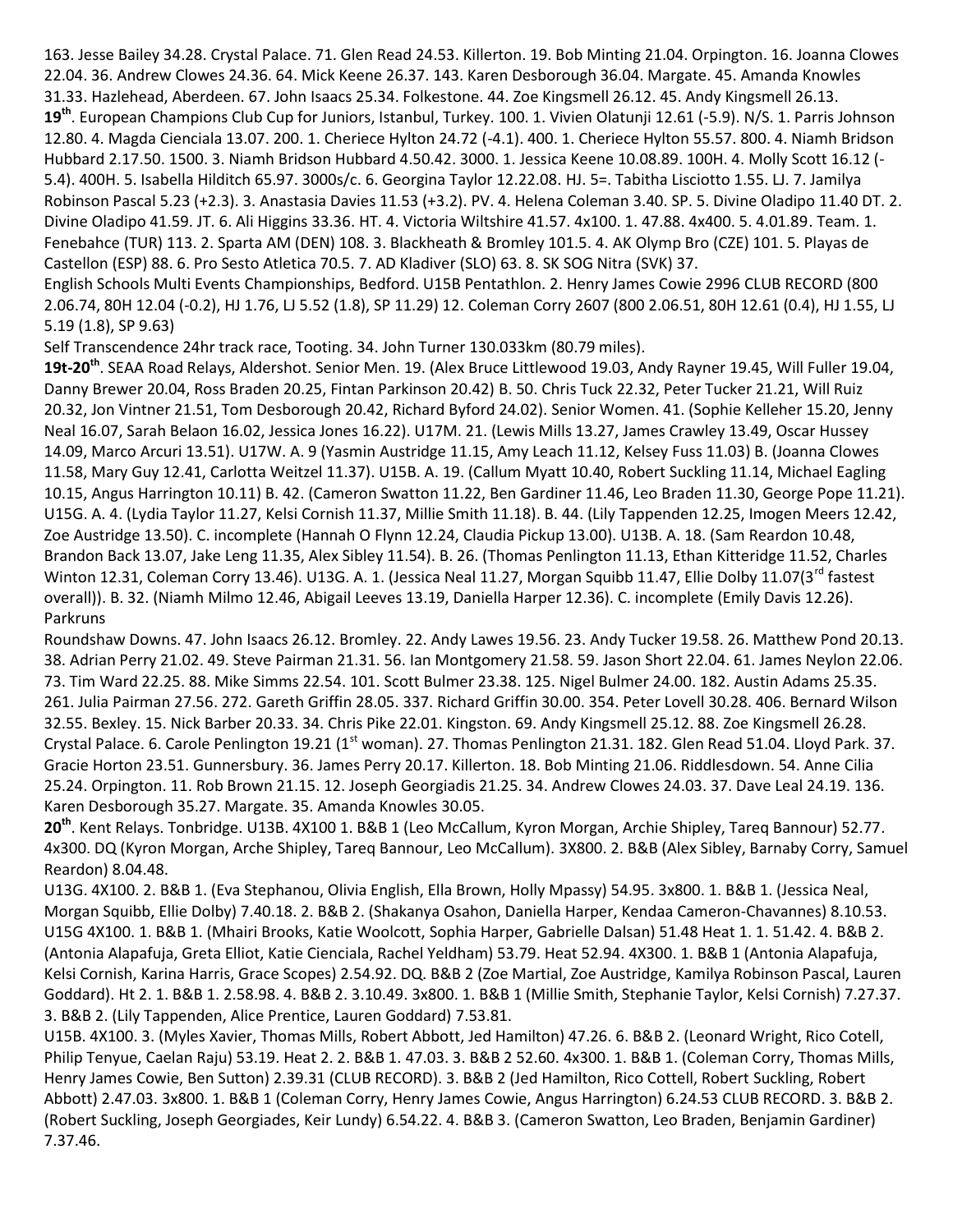163. Jesse Bailey 34.28. Crystal Palace. 71. Glen Read 24.53. Killerton. 19. Bob Minting 21.04. Orpington. 16. Joanna Clowes 22.04. 36. Andrew Clowes 24.36. 64. Mick Keene 26.37. 143. Karen Desborough 36.04. Margate. 45. Amanda Knowles 31.33. Hazlehead, Aberdeen. 67. John Isaacs 25.34. Folkestone. 44. Zoe Kingsmell 26.12. 45. Andy Kingsmell 26.13.

**19th**. European Champions Club Cup for Juniors, Istanbul, Turkey. 100. 1. Vivien Olatunji 12.61 (-5.9). N/S. 1. Parris Johnson 12.80. 4. Magda Cienciala 13.07. 200. 1. Cheriece Hylton 24.72 (-4.1). 400. 1. Cheriece Hylton 55.57. 800. 4. Niamh Bridson Hubbard 2.17.50. 1500. 3. Niamh Bridson Hubbard 4.50.42. 3000. 1. Jessica Keene 10.08.89. 100H. 4. Molly Scott 16.12 (-5.4). 400H. 5. Isabella Hilditch 65.97. 3000s/c. 6. Georgina Taylor 12.22.08. HJ. 5=. Tabitha Lisciotto 1.55. LJ. 7. Jamilya Robinson Pascal 5.23 (+2.3). 3. Anastasia Davies 11.53 (+3.2). PV. 4. Helena Coleman 3.40. SP. 5. Divine Oladipo 11.40 DT. 2. Divine Oladipo 41.59. JT. 6. Ali Higgins 33.36. HT. 4. Victoria Wiltshire 41.57. 4x100. 1. 47.88. 4x400. 5. 4.01.89. Team. 1. Fenebahce (TUR) 113. 2. Sparta AM (DEN) 108. 3. Blackheath & Bromley 101.5. 4. AK Olymp Bro (CZE) 101. 5. Playas de Castellon (ESP) 88. 6. Pro Sesto Atletica 70.5. 7. AD Kladiver (SLO) 63. 8. SK SOG Nitra (SVK) 37.

English Schools Multi Events Championships, Bedford. U15B Pentathlon. 2. Henry James Cowie 2996 CLUB RECORD (800 2.06.74, 80H 12.04 (-0.2), HJ 1.76, LJ 5.52 (1.8), SP 11.29) 12. Coleman Corry 2607 (800 2.06.51, 80H 12.61 (0.4), HJ 1.55, LJ 5.19 (1.8), SP 9.63)

Self Transcendence 24hr track race, Tooting. 34. John Turner 130.033km (80.79 miles).

**19t-20th**. SEAA Road Relays, Aldershot. Senior Men. 19. (Alex Bruce Littlewood 19.03, Andy Rayner 19.45, Will Fuller 19.04, Danny Brewer 20.04, Ross Braden 20.25, Fintan Parkinson 20.42) B. 50. Chris Tuck 22.32, Peter Tucker 21.21, Will Ruiz 20.32, Jon Vintner 21.51, Tom Desborough 20.42, Richard Byford 24.02). Senior Women. 41. (Sophie Kelleher 15.20, Jenny Neal 16.07, Sarah Belaon 16.02, Jessica Jones 16.22). U17M. 21. (Lewis Mills 13.27, James Crawley 13.49, Oscar Hussey 14.09, Marco Arcuri 13.51). U17W. A. 9 (Yasmin Austridge 11.15, Amy Leach 11.12, Kelsey Fuss 11.03) B. (Joanna Clowes 11.58, Mary Guy 12.41, Carlotta Weitzel 11.37). U15B. A. 19. (Callum Myatt 10.40, Robert Suckling 11.14, Michael Eagling 10.15, Angus Harrington 10.11) B. 42. (Cameron Swatton 11.22, Ben Gardiner 11.46, Leo Braden 11.30, George Pope 11.21). U15G. A. 4. (Lydia Taylor 11.27, Kelsi Cornish 11.37, Millie Smith 11.18). B. 44. (Lily Tappenden 12.25, Imogen Meers 12.42, Zoe Austridge 13.50). C. incomplete (Hannah O Flynn 12.24, Claudia Pickup 13.00). U13B. A. 18. (Sam Reardon 10.48, Brandon Back 13.07, Jake Leng 11.35, Alex Sibley 11.54). B. 26. (Thomas Penlington 11.13, Ethan Kitteridge 11.52, Charles Winton 12.31, Coleman Corry 13.46). U13G. A. 1. (Jessica Neal 11.27, Morgan Squibb 11.47, Ellie Dolby 11.07(3rd fastest overall)). B. 32. (Niamh Milmo 12.46, Abigail Leeves 13.19, Daniella Harper 12.36). C. incomplete (Emily Davis 12.26).

Parkruns

Roundshaw Downs. 47. John Isaacs 26.12. Bromley. 22. Andy Lawes 19.56. 23. Andy Tucker 19.58. 26. Matthew Pond 20.13. 38. Adrian Perry 21.02. 49. Steve Pairman 21.31. 56. Ian Montgomery 21.58. 59. Jason Short 22.04. 61. James Neylon 22.06. 73. Tim Ward 22.25. 88. Mike Simms 22.54. 101. Scott Bulmer 23.38. 125. Nigel Bulmer 24.00. 182. Austin Adams 25.35. 261. Julia Pairman 27.56. 272. Gareth Griffin 28.05. 337. Richard Griffin 30.00. 354. Peter Lovell 30.28. 406. Bernard Wilson 32.55. Bexley. 15. Nick Barber 20.33. 34. Chris Pike 22.01. Kingston. 69. Andy Kingsmell 25.12. 88. Zoe Kingsmell 26.28. Crystal Palace. 6. Carole Penlington 19.21 (1st woman). 27. Thomas Penlington 21.31. 182. Glen Read 51.04. Lloyd Park. 37. Gracie Horton 23.51. Gunnersbury. 36. James Perry 20.17. Killerton. 18. Bob Minting 21.06. Riddlesdown. 54. Anne Cilia 25.24. Orpington. 11. Rob Brown 21.15. 12. Joseph Georgiadis 21.25. 34. Andrew Clowes 24.03. 37. Dave Leal 24.19. 136. Karen Desborough 35.27. Margate. 35. Amanda Knowles 30.05.

**20th**. Kent Relays. Tonbridge. U13B. 4X100 1. B&B 1 (Leo McCallum, Kyron Morgan, Archie Shipley, Tareq Bannour) 52.77. 4x300. DQ (Kyron Morgan, Arche Shipley, Tareq Bannour, Leo McCallum). 3X800. 2. B&B (Alex Sibley, Barnaby Corry, Samuel Reardon) 8.04.48.

U13G. 4X100. 2. B&B 1. (Eva Stephanou, Olivia English, Ella Brown, Holly Mpassy) 54.95. 3x800. 1. B&B 1. (Jessica Neal, Morgan Squibb, Ellie Dolby) 7.40.18. 2. B&B 2. (Shakanya Osahon, Daniella Harper, Kendaa Cameron-Chavannes) 8.10.53.

U15G 4X100. 1. B&B 1. (Mhairi Brooks, Katie Woolcott, Sophia Harper, Gabrielle Dalsan) 51.48 Heat 1. 1. 51.42. 4. B&B 2. (Antonia Alapafuja, Greta Elliot, Katie Cienciala, Rachel Yeldham) 53.79. Heat 52.94. 4X300. 1. B&B 1 (Antonia Alapafuja, Kelsi Cornish, Karina Harris, Grace Scopes) 2.54.92. DQ. B&B 2 (Zoe Martial, Zoe Austridge, Kamilya Robinson Pascal, Lauren Goddard). Ht 2. 1. B&B 1. 2.58.98. 4. B&B 2. 3.10.49. 3x800. 1. B&B 1 (Millie Smith, Stephanie Taylor, Kelsi Cornish) 7.27.37. 3. B&B 2. (Lily Tappenden, Alice Prentice, Lauren Goddard) 7.53.81.

U15B. 4X100. 3. (Myles Xavier, Thomas Mills, Robert Abbott, Jed Hamilton) 47.26. 6. B&B 2. (Leonard Wright, Rico Cotell, Philip Tenyue, Caelan Raju) 53.19. Heat 2. 2. B&B 1. 47.03. 3. B&B 2 52.60. 4x300. 1. B&B 1. (Coleman Corry, Thomas Mills, Henry James Cowie, Ben Sutton) 2.39.31 (CLUB RECORD). 3. B&B 2 (Jed Hamilton, Rico Cottell, Robert Suckling, Robert Abbott) 2.47.03. 3x800. 1. B&B 1 (Coleman Corry, Henry James Cowie, Angus Harrington) 6.24.53 CLUB RECORD. 3. B&B 2. (Robert Suckling, Joseph Georgiades, Keir Lundy) 6.54.22. 4. B&B 3. (Cameron Swatton, Leo Braden, Benjamin Gardiner) 7.37.46.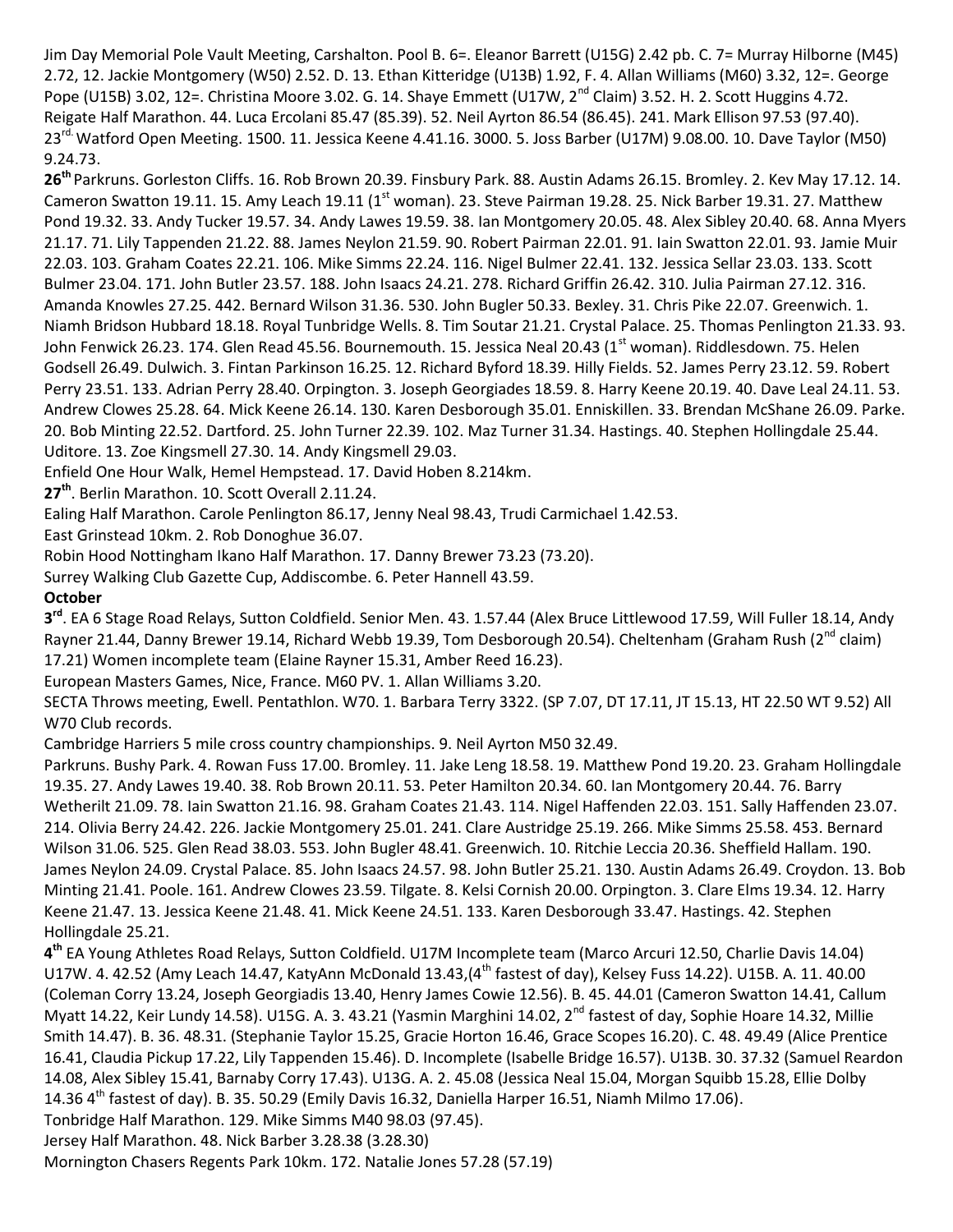Jim Day Memorial Pole Vault Meeting, Carshalton. Pool B. 6=. Eleanor Barrett (U15G) 2.42 pb. C. 7= Murray Hilborne (M45) 2.72, 12. Jackie Montgomery (W50) 2.52. D. 13. Ethan Kitteridge (U13B) 1.92, F. 4. Allan Williams (M60) 3.32, 12=. George Pope (U15B) 3.02, 12=. Christina Moore 3.02. G. 14. Shaye Emmett (U17W, 2nd Claim) 3.52. H. 2. Scott Huggins 4.72.
Reigate Half Marathon. 44. Luca Ercolani 85.47 (85.39). 52. Neil Ayrton 86.54 (86.45). 241. Mark Ellison 97.53 (97.40).
23rd. Watford Open Meeting. 1500. 11. Jessica Keene 4.41.16. 3000. 5. Joss Barber (U17M) 9.08.00. 10. Dave Taylor (M50) 9.24.73.

**26th** Parkruns. Gorleston Cliffs. 16. Rob Brown 20.39. Finsbury Park. 88. Austin Adams 26.15. Bromley. 2. Kev May 17.12. 14. Cameron Swatton 19.11. 15. Amy Leach 19.11 (1st woman). 23. Steve Pairman 19.28. 25. Nick Barber 19.31. 27. Matthew Pond 19.32. 33. Andy Tucker 19.57. 34. Andy Lawes 19.59. 38. Ian Montgomery 20.05. 48. Alex Sibley 20.40. 68. Anna Myers 21.17. 71. Lily Tappenden 21.22. 88. James Neylon 21.59. 90. Robert Pairman 22.01. 91. Iain Swatton 22.01. 93. Jamie Muir 22.03. 103. Graham Coates 22.21. 106. Mike Simms 22.24. 116. Nigel Bulmer 22.41. 132. Jessica Sellar 23.03. 133. Scott Bulmer 23.04. 171. John Butler 23.57. 188. John Isaacs 24.21. 278. Richard Griffin 26.42. 310. Julia Pairman 27.12. 316. Amanda Knowles 27.25. 442. Bernard Wilson 31.36. 530. John Bugler 50.33. Bexley. 31. Chris Pike 22.07. Greenwich. 1. Niamh Bridson Hubbard 18.18. Royal Tunbridge Wells. 8. Tim Soutar 21.21. Crystal Palace. 25. Thomas Penlington 21.33. 93. John Fenwick 26.23. 174. Glen Read 45.56. Bournemouth. 15. Jessica Neal 20.43 (1st woman). Riddlesdown. 75. Helen Godsell 26.49. Dulwich. 3. Fintan Parkinson 16.25. 12. Richard Byford 18.39. Hilly Fields. 52. James Perry 23.12. 59. Robert Perry 23.51. 133. Adrian Perry 28.40. Orpington. 3. Joseph Georgiades 18.59. 8. Harry Keene 20.19. 40. Dave Leal 24.11. 53. Andrew Clowes 25.28. 64. Mick Keene 26.14. 130. Karen Desborough 35.01. Enniskillen. 33. Brendan McShane 26.09. Parke. 20. Bob Minting 22.52. Dartford. 25. John Turner 22.39. 102. Maz Turner 31.34. Hastings. 40. Stephen Hollingdale 25.44. Uditore. 13. Zoe Kingsmell 27.30. 14. Andy Kingsmell 29.03.
Enfield One Hour Walk, Hemel Hempstead. 17. David Hoben 8.214km.

**27th**. Berlin Marathon. 10. Scott Overall 2.11.24.
Ealing Half Marathon. Carole Penlington 86.17, Jenny Neal 98.43, Trudi Carmichael 1.42.53.
East Grinstead 10km. 2. Rob Donoghue 36.07.
Robin Hood Nottingham Ikano Half Marathon. 17. Danny Brewer 73.23 (73.20).
Surrey Walking Club Gazette Cup, Addiscombe. 6. Peter Hannell 43.59.

**October**

**3rd**. EA 6 Stage Road Relays, Sutton Coldfield. Senior Men. 43. 1.57.44 (Alex Bruce Littlewood 17.59, Will Fuller 18.14, Andy Rayner 21.44, Danny Brewer 19.14, Richard Webb 19.39, Tom Desborough 20.54). Cheltenham (Graham Rush (2nd claim) 17.21) Women incomplete team (Elaine Rayner 15.31, Amber Reed 16.23).
European Masters Games, Nice, France. M60 PV. 1. Allan Williams 3.20.
SECTA Throws meeting, Ewell. Pentathlon. W70. 1. Barbara Terry 3322. (SP 7.07, DT 17.11, JT 15.13, HT 22.50 WT 9.52) All W70 Club records.
Cambridge Harriers 5 mile cross country championships. 9. Neil Ayrton M50 32.49.
Parkruns. Bushy Park. 4. Rowan Fuss 17.00. Bromley. 11. Jake Leng 18.58. 19. Matthew Pond 19.20. 23. Graham Hollingdale 19.35. 27. Andy Lawes 19.40. 38. Rob Brown 20.11. 53. Peter Hamilton 20.34. 60. Ian Montgomery 20.44. 76. Barry Wetherilt 21.09. 78. Iain Swatton 21.16. 98. Graham Coates 21.43. 114. Nigel Haffenden 22.03. 151. Sally Haffenden 23.07. 214. Olivia Berry 24.42. 226. Jackie Montgomery 25.01. 241. Clare Austridge 25.19. 266. Mike Simms 25.58. 453. Bernard Wilson 31.06. 525. Glen Read 38.03. 553. John Bugler 48.41. Greenwich. 10. Ritchie Leccia 20.36. Sheffield Hallam. 190. James Neylon 24.09. Crystal Palace. 85. John Isaacs 24.57. 98. John Butler 25.21. 130. Austin Adams 26.49. Croydon. 13. Bob Minting 21.41. Poole. 161. Andrew Clowes 23.59. Tilgate. 8. Kelsi Cornish 20.00. Orpington. 3. Clare Elms 19.34. 12. Harry Keene 21.47. 13. Jessica Keene 21.48. 41. Mick Keene 24.51. 133. Karen Desborough 33.47. Hastings. 42. Stephen Hollingdale 25.21.

**4th** EA Young Athletes Road Relays, Sutton Coldfield. U17M Incomplete team (Marco Arcuri 12.50, Charlie Davis 14.04) U17W. 4. 42.52 (Amy Leach 14.47, KatyAnn McDonald 13.43,(4th fastest of day), Kelsey Fuss 14.22). U15B. A. 11. 40.00 (Coleman Corry 13.24, Joseph Georgiadis 13.40, Henry James Cowie 12.56). B. 45. 44.01 (Cameron Swatton 14.41, Callum Myatt 14.22, Keir Lundy 14.58). U15G. A. 3. 43.21 (Yasmin Marghini 14.02, 2nd fastest of day, Sophie Hoare 14.32, Millie Smith 14.47). B. 36. 48.31. (Stephanie Taylor 15.25, Gracie Horton 16.46, Grace Scopes 16.20). C. 48. 49.49 (Alice Prentice 16.41, Claudia Pickup 17.22, Lily Tappenden 15.46). D. Incomplete (Isabelle Bridge 16.57). U13B. 30. 37.32 (Samuel Reardon 14.08, Alex Sibley 15.41, Barnaby Corry 17.43). U13G. A. 2. 45.08 (Jessica Neal 15.04, Morgan Squibb 15.28, Ellie Dolby 14.36 4th fastest of day). B. 35. 50.29 (Emily Davis 16.32, Daniella Harper 16.51, Niamh Milmo 17.06).
Tonbridge Half Marathon. 129. Mike Simms M40 98.03 (97.45).
Jersey Half Marathon. 48. Nick Barber 3.28.38 (3.28.30)
Mornington Chasers Regents Park 10km. 172. Natalie Jones 57.28 (57.19)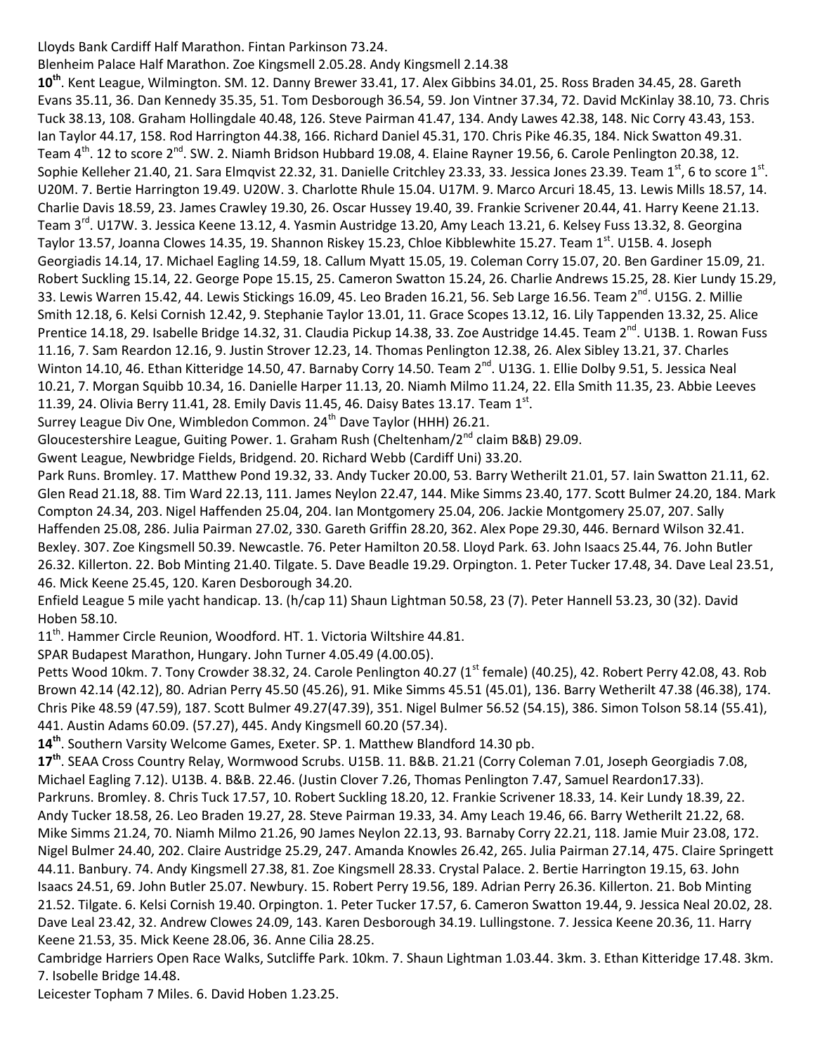Lloyds Bank Cardiff Half Marathon. Fintan Parkinson 73.24.

Blenheim Palace Half Marathon. Zoe Kingsmell 2.05.28. Andy Kingsmell 2.14.38

**10th**. Kent League, Wilmington. SM. 12. Danny Brewer 33.41, 17. Alex Gibbins 34.01, 25. Ross Braden 34.45, 28. Gareth Evans 35.11, 36. Dan Kennedy 35.35, 51. Tom Desborough 36.54, 59. Jon Vintner 37.34, 72. David McKinlay 38.10, 73. Chris Tuck 38.13, 108. Graham Hollingdale 40.48, 126. Steve Pairman 41.47, 134. Andy Lawes 42.38, 148. Nic Corry 43.43, 153. Ian Taylor 44.17, 158. Rod Harrington 44.38, 166. Richard Daniel 45.31, 170. Chris Pike 46.35, 184. Nick Swatton 49.31. Team 4th. 12 to score 2nd. SW. 2. Niamh Bridson Hubbard 19.08, 4. Elaine Rayner 19.56, 6. Carole Penlington 20.38, 12. Sophie Kelleher 21.40, 21. Sara Elmqvist 22.32, 31. Danielle Critchley 23.33, 33. Jessica Jones 23.39. Team 1st, 6 to score 1st. U20M. 7. Bertie Harrington 19.49. U20W. 3. Charlotte Rhule 15.04. U17M. 9. Marco Arcuri 18.45, 13. Lewis Mills 18.57, 14. Charlie Davis 18.59, 23. James Crawley 19.30, 26. Oscar Hussey 19.40, 39. Frankie Scrivener 20.44, 41. Harry Keene 21.13. Team 3rd. U17W. 3. Jessica Keene 13.12, 4. Yasmin Austridge 13.20, Amy Leach 13.21, 6. Kelsey Fuss 13.32, 8. Georgina Taylor 13.57, Joanna Clowes 14.35, 19. Shannon Riskey 15.23, Chloe Kibblewhite 15.27. Team 1st. U15B. 4. Joseph Georgiadis 14.14, 17. Michael Eagling 14.59, 18. Callum Myatt 15.05, 19. Coleman Corry 15.07, 20. Ben Gardiner 15.09, 21. Robert Suckling 15.14, 22. George Pope 15.15, 25. Cameron Swatton 15.24, 26. Charlie Andrews 15.25, 28. Kier Lundy 15.29, 33. Lewis Warren 15.42, 44. Lewis Stickings 16.09, 45. Leo Braden 16.21, 56. Seb Large 16.56. Team 2nd. U15G. 2. Millie Smith 12.18, 6. Kelsi Cornish 12.42, 9. Stephanie Taylor 13.01, 11. Grace Scopes 13.12, 16. Lily Tappenden 13.32, 25. Alice Prentice 14.18, 29. Isabelle Bridge 14.32, 31. Claudia Pickup 14.38, 33. Zoe Austridge 14.45. Team 2nd. U13B. 1. Rowan Fuss 11.16, 7. Sam Reardon 12.16, 9. Justin Strover 12.23, 14. Thomas Penlington 12.38, 26. Alex Sibley 13.21, 37. Charles Winton 14.10, 46. Ethan Kitteridge 14.50, 47. Barnaby Corry 14.50. Team 2nd. U13G. 1. Ellie Dolby 9.51, 5. Jessica Neal 10.21, 7. Morgan Squibb 10.34, 16. Danielle Harper 11.13, 20. Niamh Milmo 11.24, 22. Ella Smith 11.35, 23. Abbie Leeves 11.39, 24. Olivia Berry 11.41, 28. Emily Davis 11.45, 46. Daisy Bates 13.17. Team 1st.

Surrey League Div One, Wimbledon Common. 24th Dave Taylor (HHH) 26.21.

Gloucestershire League, Guiting Power. 1. Graham Rush (Cheltenham/2nd claim B&B) 29.09.

Gwent League, Newbridge Fields, Bridgend. 20. Richard Webb (Cardiff Uni) 33.20.

Park Runs. Bromley. 17. Matthew Pond 19.32, 33. Andy Tucker 20.00, 53. Barry Wetherilt 21.01, 57. Iain Swatton 21.11, 62. Glen Read 21.18, 88. Tim Ward 22.13, 111. James Neylon 22.47, 144. Mike Simms 23.40, 177. Scott Bulmer 24.20, 184. Mark Compton 24.34, 203. Nigel Haffenden 25.04, 204. Ian Montgomery 25.04, 206. Jackie Montgomery 25.07, 207. Sally Haffenden 25.08, 286. Julia Pairman 27.02, 330. Gareth Griffin 28.20, 362. Alex Pope 29.30, 446. Bernard Wilson 32.41. Bexley. 307. Zoe Kingsmell 50.39. Newcastle. 76. Peter Hamilton 20.58. Lloyd Park. 63. John Isaacs 25.44, 76. John Butler 26.32. Killerton. 22. Bob Minting 21.40. Tilgate. 5. Dave Beadle 19.29. Orpington. 1. Peter Tucker 17.48, 34. Dave Leal 23.51, 46. Mick Keene 25.45, 120. Karen Desborough 34.20.

Enfield League 5 mile yacht handicap. 13. (h/cap 11) Shaun Lightman 50.58, 23 (7). Peter Hannell 53.23, 30 (32). David Hoben 58.10.

11th. Hammer Circle Reunion, Woodford. HT. 1. Victoria Wiltshire 44.81.

SPAR Budapest Marathon, Hungary. John Turner 4.05.49 (4.00.05).

Petts Wood 10km. 7. Tony Crowder 38.32, 24. Carole Penlington 40.27 (1st female) (40.25), 42. Robert Perry 42.08, 43. Rob Brown 42.14 (42.12), 80. Adrian Perry 45.50 (45.26), 91. Mike Simms 45.51 (45.01), 136. Barry Wetherilt 47.38 (46.38), 174. Chris Pike 48.59 (47.59), 187. Scott Bulmer 49.27(47.39), 351. Nigel Bulmer 56.52 (54.15), 386. Simon Tolson 58.14 (55.41), 441. Austin Adams 60.09. (57.27), 445. Andy Kingsmell 60.20 (57.34).

**14th**. Southern Varsity Welcome Games, Exeter. SP. 1. Matthew Blandford 14.30 pb.

**17th**. SEAA Cross Country Relay, Wormwood Scrubs. U15B. 11. B&B. 21.21 (Corry Coleman 7.01, Joseph Georgiadis 7.08, Michael Eagling 7.12). U13B. 4. B&B. 22.46. (Justin Clover 7.26, Thomas Penlington 7.47, Samuel Reardon17.33).

Parkruns. Bromley. 8. Chris Tuck 17.57, 10. Robert Suckling 18.20, 12. Frankie Scrivener 18.33, 14. Keir Lundy 18.39, 22. Andy Tucker 18.58, 26. Leo Braden 19.27, 28. Steve Pairman 19.33, 34. Amy Leach 19.46, 66. Barry Wetherilt 21.22, 68. Mike Simms 21.24, 70. Niamh Milmo 21.26, 90 James Neylon 22.13, 93. Barnaby Corry 22.21, 118. Jamie Muir 23.08, 172. Nigel Bulmer 24.40, 202. Claire Austridge 25.29, 247. Amanda Knowles 26.42, 265. Julia Pairman 27.14, 475. Claire Springett 44.11. Banbury. 74. Andy Kingsmell 27.38, 81. Zoe Kingsmell 28.33. Crystal Palace. 2. Bertie Harrington 19.15, 63. John Isaacs 24.51, 69. John Butler 25.07. Newbury. 15. Robert Perry 19.56, 189. Adrian Perry 26.36. Killerton. 21. Bob Minting 21.52. Tilgate. 6. Kelsi Cornish 19.40. Orpington. 1. Peter Tucker 17.57, 6. Cameron Swatton 19.44, 9. Jessica Neal 20.02, 28. Dave Leal 23.42, 32. Andrew Clowes 24.09, 143. Karen Desborough 34.19. Lullingstone. 7. Jessica Keene 20.36, 11. Harry Keene 21.53, 35. Mick Keene 28.06, 36. Anne Cilia 28.25.

Cambridge Harriers Open Race Walks, Sutcliffe Park. 10km. 7. Shaun Lightman 1.03.44. 3km. 3. Ethan Kitteridge 17.48. 3km. 7. Isobelle Bridge 14.48.

Leicester Topham 7 Miles. 6. David Hoben 1.23.25.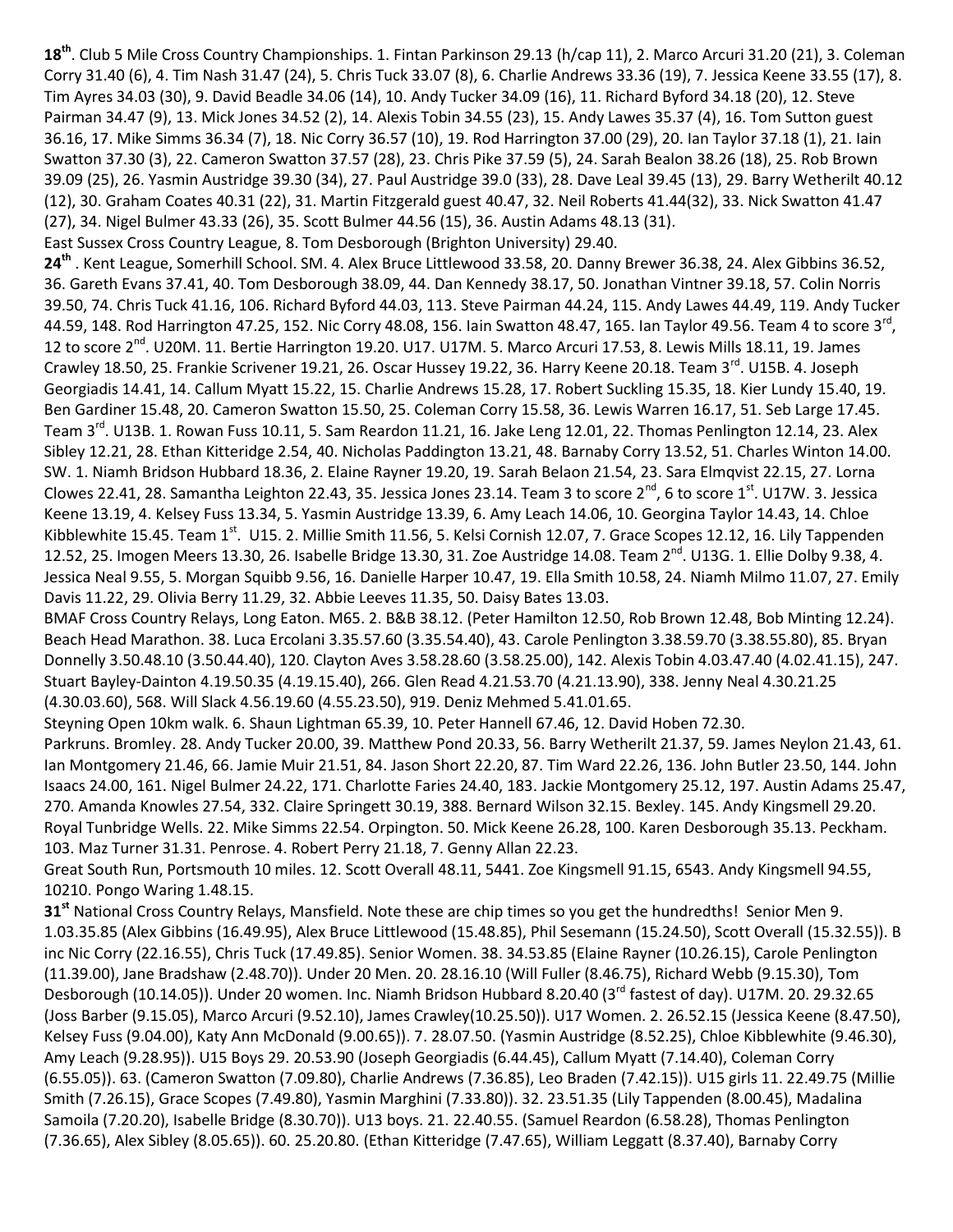**18th**. Club 5 Mile Cross Country Championships. 1. Fintan Parkinson 29.13 (h/cap 11), 2. Marco Arcuri 31.20 (21), 3. Coleman Corry 31.40 (6), 4. Tim Nash 31.47 (24), 5. Chris Tuck 33.07 (8), 6. Charlie Andrews 33.36 (19), 7. Jessica Keene 33.55 (17), 8. Tim Ayres 34.03 (30), 9. David Beadle 34.06 (14), 10. Andy Tucker 34.09 (16), 11. Richard Byford 34.18 (20), 12. Steve Pairman 34.47 (9), 13. Mick Jones 34.52 (2), 14. Alexis Tobin 34.55 (23), 15. Andy Lawes 35.37 (4), 16. Tom Sutton guest 36.16, 17. Mike Simms 36.34 (7), 18. Nic Corry 36.57 (10), 19. Rod Harrington 37.00 (29), 20. Ian Taylor 37.18 (1), 21. Iain Swatton 37.30 (3), 22. Cameron Swatton 37.57 (28), 23. Chris Pike 37.59 (5), 24. Sarah Bealon 38.26 (18), 25. Rob Brown 39.09 (25), 26. Yasmin Austridge 39.30 (34), 27. Paul Austridge 39.0 (33), 28. Dave Leal 39.45 (13), 29. Barry Wetherilt 40.12 (12), 30. Graham Coates 40.31 (22), 31. Martin Fitzgerald guest 40.47, 32. Neil Roberts 41.44(32), 33. Nick Swatton 41.47 (27), 34. Nigel Bulmer 43.33 (26), 35. Scott Bulmer 44.56 (15), 36. Austin Adams 48.13 (31).

East Sussex Cross Country League, 8. Tom Desborough (Brighton University) 29.40.

**24th** . Kent League, Somerhill School. SM. 4. Alex Bruce Littlewood 33.58, 20. Danny Brewer 36.38, 24. Alex Gibbins 36.52, 36. Gareth Evans 37.41, 40. Tom Desborough 38.09, 44. Dan Kennedy 38.17, 50. Jonathan Vintner 39.18, 57. Colin Norris 39.50, 74. Chris Tuck 41.16, 106. Richard Byford 44.03, 113. Steve Pairman 44.24, 115. Andy Lawes 44.49, 119. Andy Tucker 44.59, 148. Rod Harrington 47.25, 152. Nic Corry 48.08, 156. Iain Swatton 48.47, 165. Ian Taylor 49.56. Team 4 to score 3rd, 12 to score 2nd. U20M. 11. Bertie Harrington 19.20. U17. U17M. 5. Marco Arcuri 17.53, 8. Lewis Mills 18.11, 19. James Crawley 18.50, 25. Frankie Scrivener 19.21, 26. Oscar Hussey 19.22, 36. Harry Keene 20.18. Team 3rd. U15B. 4. Joseph Georgiadis 14.41, 14. Callum Myatt 15.22, 15. Charlie Andrews 15.28, 17. Robert Suckling 15.35, 18. Kier Lundy 15.40, 19. Ben Gardiner 15.48, 20. Cameron Swatton 15.50, 25. Coleman Corry 15.58, 36. Lewis Warren 16.17, 51. Seb Large 17.45. Team 3rd. U13B. 1. Rowan Fuss 10.11, 5. Sam Reardon 11.21, 16. Jake Leng 12.01, 22. Thomas Penlington 12.14, 23. Alex Sibley 12.21, 28. Ethan Kitteridge 2.54, 40. Nicholas Paddington 13.21, 48. Barnaby Corry 13.52, 51. Charles Winton 14.00. SW. 1. Niamh Bridson Hubbard 18.36, 2. Elaine Rayner 19.20, 19. Sarah Belaon 21.54, 23. Sara Elmqvist 22.15, 27. Lorna Clowes 22.41, 28. Samantha Leighton 22.43, 35. Jessica Jones 23.14. Team 3 to score 2nd, 6 to score 1st. U17W. 3. Jessica Keene 13.19, 4. Kelsey Fuss 13.34, 5. Yasmin Austridge 13.39, 6. Amy Leach 14.06, 10. Georgina Taylor 14.43, 14. Chloe Kibblewhite 15.45. Team 1st. U15. 2. Millie Smith 11.56, 5. Kelsi Cornish 12.07, 7. Grace Scopes 12.12, 16. Lily Tappenden 12.52, 25. Imogen Meers 13.30, 26. Isabelle Bridge 13.30, 31. Zoe Austridge 14.08. Team 2nd. U13G. 1. Ellie Dolby 9.38, 4. Jessica Neal 9.55, 5. Morgan Squibb 9.56, 16. Danielle Harper 10.47, 19. Ella Smith 10.58, 24. Niamh Milmo 11.07, 27. Emily Davis 11.22, 29. Olivia Berry 11.29, 32. Abbie Leeves 11.35, 50. Daisy Bates 13.03.

BMAF Cross Country Relays, Long Eaton. M65. 2. B&B 38.12. (Peter Hamilton 12.50, Rob Brown 12.48, Bob Minting 12.24).

Beach Head Marathon. 38. Luca Ercolani 3.35.57.60 (3.35.54.40), 43. Carole Penlington 3.38.59.70 (3.38.55.80), 85. Bryan Donnelly 3.50.48.10 (3.50.44.40), 120. Clayton Aves 3.58.28.60 (3.58.25.00), 142. Alexis Tobin 4.03.47.40 (4.02.41.15), 247. Stuart Bayley-Dainton 4.19.50.35 (4.19.15.40), 266. Glen Read 4.21.53.70 (4.21.13.90), 338. Jenny Neal 4.30.21.25 (4.30.03.60), 568. Will Slack 4.56.19.60 (4.55.23.50), 919. Deniz Mehmed 5.41.01.65.

Steyning Open 10km walk. 6. Shaun Lightman 65.39, 10. Peter Hannell 67.46, 12. David Hoben 72.30.

Parkruns. Bromley. 28. Andy Tucker 20.00, 39. Matthew Pond 20.33, 56. Barry Wetherilt 21.37, 59. James Neylon 21.43, 61. Ian Montgomery 21.46, 66. Jamie Muir 21.51, 84. Jason Short 22.20, 87. Tim Ward 22.26, 136. John Butler 23.50, 144. John Isaacs 24.00, 161. Nigel Bulmer 24.22, 171. Charlotte Faries 24.40, 183. Jackie Montgomery 25.12, 197. Austin Adams 25.47, 270. Amanda Knowles 27.54, 332. Claire Springett 30.19, 388. Bernard Wilson 32.15. Bexley. 145. Andy Kingsmell 29.20. Royal Tunbridge Wells. 22. Mike Simms 22.54. Orpington. 50. Mick Keene 26.28, 100. Karen Desborough 35.13. Peckham. 103. Maz Turner 31.31. Penrose. 4. Robert Perry 21.18, 7. Genny Allan 22.23.

Great South Run, Portsmouth 10 miles. 12. Scott Overall 48.11, 5441. Zoe Kingsmell 91.15, 6543. Andy Kingsmell 94.55, 10210. Pongo Waring 1.48.15.

**31st** National Cross Country Relays, Mansfield. Note these are chip times so you get the hundredths! Senior Men 9. 1.03.35.85 (Alex Gibbins (16.49.95), Alex Bruce Littlewood (15.48.85), Phil Sesemann (15.24.50), Scott Overall (15.32.55)). B inc Nic Corry (22.16.55), Chris Tuck (17.49.85). Senior Women. 38. 34.53.85 (Elaine Rayner (10.26.15), Carole Penlington (11.39.00), Jane Bradshaw (2.48.70)). Under 20 Men. 20. 28.16.10 (Will Fuller (8.46.75), Richard Webb (9.15.30), Tom Desborough (10.14.05)). Under 20 women. Inc. Niamh Bridson Hubbard 8.20.40 (3rd fastest of day). U17M. 20. 29.32.65 (Joss Barber (9.15.05), Marco Arcuri (9.52.10), James Crawley(10.25.50)). U17 Women. 2. 26.52.15 (Jessica Keene (8.47.50), Kelsey Fuss (9.04.00), Katy Ann McDonald (9.00.65)). 7. 28.07.50. (Yasmin Austridge (8.52.25), Chloe Kibblewhite (9.46.30), Amy Leach (9.28.95)). U15 Boys 29. 20.53.90 (Joseph Georgiadis (6.44.45), Callum Myatt (7.14.40), Coleman Corry (6.55.05)). 63. (Cameron Swatton (7.09.80), Charlie Andrews (7.36.85), Leo Braden (7.42.15)). U15 girls 11. 22.49.75 (Millie Smith (7.26.15), Grace Scopes (7.49.80), Yasmin Marghini (7.33.80)). 32. 23.51.35 (Lily Tappenden (8.00.45), Madalina Samoila (7.20.20), Isabelle Bridge (8.30.70)). U13 boys. 21. 22.40.55. (Samuel Reardon (6.58.28), Thomas Penlington (7.36.65), Alex Sibley (8.05.65)). 60. 25.20.80. (Ethan Kitteridge (7.47.65), William Leggatt (8.37.40), Barnaby Corry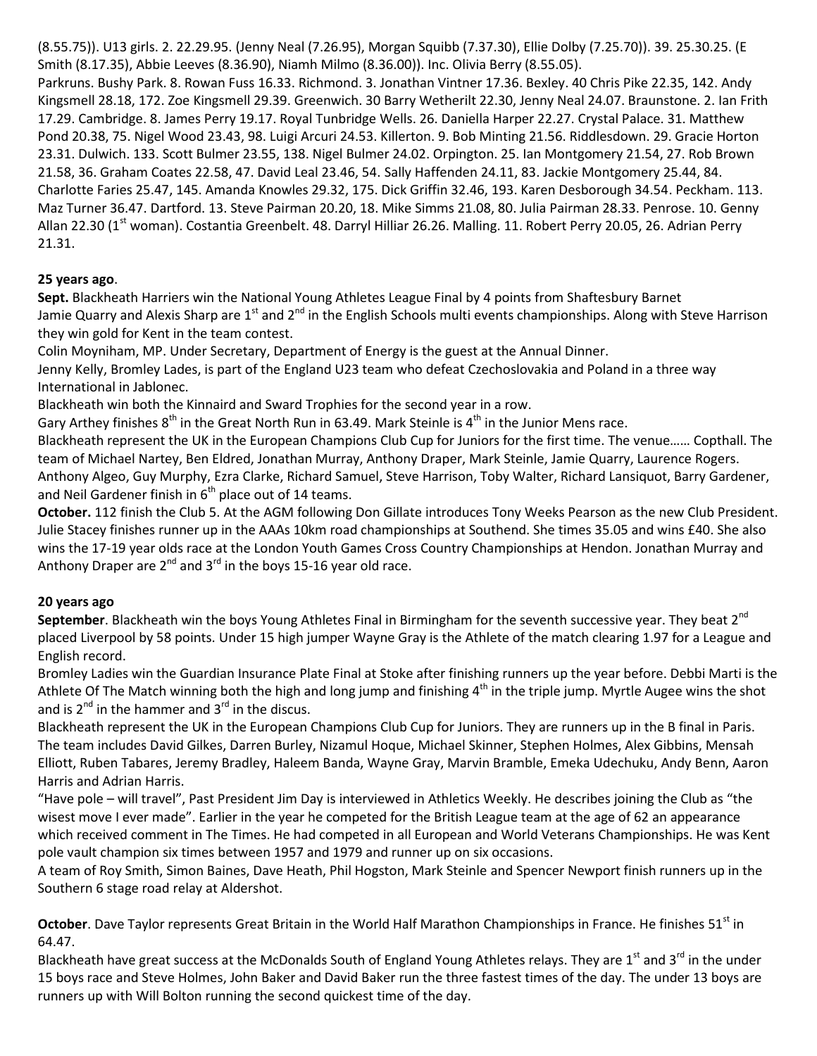(8.55.75)). U13 girls. 2. 22.29.95. (Jenny Neal (7.26.95), Morgan Squibb (7.37.30), Ellie Dolby (7.25.70)). 39. 25.30.25. (E Smith (8.17.35), Abbie Leeves (8.36.90), Niamh Milmo (8.36.00)). Inc. Olivia Berry (8.55.05).

Parkruns. Bushy Park. 8. Rowan Fuss 16.33. Richmond. 3. Jonathan Vintner 17.36. Bexley. 40 Chris Pike 22.35, 142. Andy Kingsmell 28.18, 172. Zoe Kingsmell 29.39. Greenwich. 30 Barry Wetherilt 22.30, Jenny Neal 24.07. Braunstone. 2. Ian Frith 17.29. Cambridge. 8. James Perry 19.17. Royal Tunbridge Wells. 26. Daniella Harper 22.27. Crystal Palace. 31. Matthew Pond 20.38, 75. Nigel Wood 23.43, 98. Luigi Arcuri 24.53. Killerton. 9. Bob Minting 21.56. Riddlesdown. 29. Gracie Horton 23.31. Dulwich. 133. Scott Bulmer 23.55, 138. Nigel Bulmer 24.02. Orpington. 25. Ian Montgomery 21.54, 27. Rob Brown 21.58, 36. Graham Coates 22.58, 47. David Leal 23.46, 54. Sally Haffenden 24.11, 83. Jackie Montgomery 25.44, 84. Charlotte Faries 25.47, 145. Amanda Knowles 29.32, 175. Dick Griffin 32.46, 193. Karen Desborough 34.54. Peckham. 113. Maz Turner 36.47. Dartford. 13. Steve Pairman 20.20, 18. Mike Simms 21.08, 80. Julia Pairman 28.33. Penrose. 10. Genny Allan 22.30 (1st woman). Costantia Greenbelt. 48. Darryl Hilliar 26.26. Malling. 11. Robert Perry 20.05, 26. Adrian Perry 21.31.

**25 years ago**.

**Sept.** Blackheath Harriers win the National Young Athletes League Final by 4 points from Shaftesbury Barnet

Jamie Quarry and Alexis Sharp are 1st and 2nd in the English Schools multi events championships. Along with Steve Harrison they win gold for Kent in the team contest.

Colin Moyniham, MP. Under Secretary, Department of Energy is the guest at the Annual Dinner.

Jenny Kelly, Bromley Lades, is part of the England U23 team who defeat Czechoslovakia and Poland in a three way International in Jablonec.

Blackheath win both the Kinnaird and Sward Trophies for the second year in a row.

Gary Arthey finishes 8th in the Great North Run in 63.49. Mark Steinle is 4th in the Junior Mens race.

Blackheath represent the UK in the European Champions Club Cup for Juniors for the first time. The venue…… Copthall. The team of Michael Nartey, Ben Eldred, Jonathan Murray, Anthony Draper, Mark Steinle, Jamie Quarry, Laurence Rogers. Anthony Algeo, Guy Murphy, Ezra Clarke, Richard Samuel, Steve Harrison, Toby Walter, Richard Lansiquot, Barry Gardener, and Neil Gardener finish in 6th place out of 14 teams.

**October.** 112 finish the Club 5. At the AGM following Don Gillate introduces Tony Weeks Pearson as the new Club President.

Julie Stacey finishes runner up in the AAAs 10km road championships at Southend. She times 35.05 and wins £40. She also wins the 17-19 year olds race at the London Youth Games Cross Country Championships at Hendon. Jonathan Murray and Anthony Draper are 2nd and 3rd in the boys 15-16 year old race.

**20 years ago**

**September**. Blackheath win the boys Young Athletes Final in Birmingham for the seventh successive year. They beat 2nd placed Liverpool by 58 points. Under 15 high jumper Wayne Gray is the Athlete of the match clearing 1.97 for a League and English record.

Bromley Ladies win the Guardian Insurance Plate Final at Stoke after finishing runners up the year before. Debbi Marti is the Athlete Of The Match winning both the high and long jump and finishing 4th in the triple jump. Myrtle Augee wins the shot and is 2nd in the hammer and 3rd in the discus.

Blackheath represent the UK in the European Champions Club Cup for Juniors. They are runners up in the B final in Paris. The team includes David Gilkes, Darren Burley, Nizamul Hoque, Michael Skinner, Stephen Holmes, Alex Gibbins, Mensah Elliott, Ruben Tabares, Jeremy Bradley, Haleem Banda, Wayne Gray, Marvin Bramble, Emeka Udechuku, Andy Benn, Aaron Harris and Adrian Harris.

"Have pole – will travel", Past President Jim Day is interviewed in Athletics Weekly. He describes joining the Club as "the wisest move I ever made". Earlier in the year he competed for the British League team at the age of 62 an appearance which received comment in The Times. He had competed in all European and World Veterans Championships. He was Kent pole vault champion six times between 1957 and 1979 and runner up on six occasions.

A team of Roy Smith, Simon Baines, Dave Heath, Phil Hogston, Mark Steinle and Spencer Newport finish runners up in the Southern 6 stage road relay at Aldershot.

**October**. Dave Taylor represents Great Britain in the World Half Marathon Championships in France. He finishes 51st in 64.47.

Blackheath have great success at the McDonalds South of England Young Athletes relays. They are 1st and 3rd in the under 15 boys race and Steve Holmes, John Baker and David Baker run the three fastest times of the day. The under 13 boys are runners up with Will Bolton running the second quickest time of the day.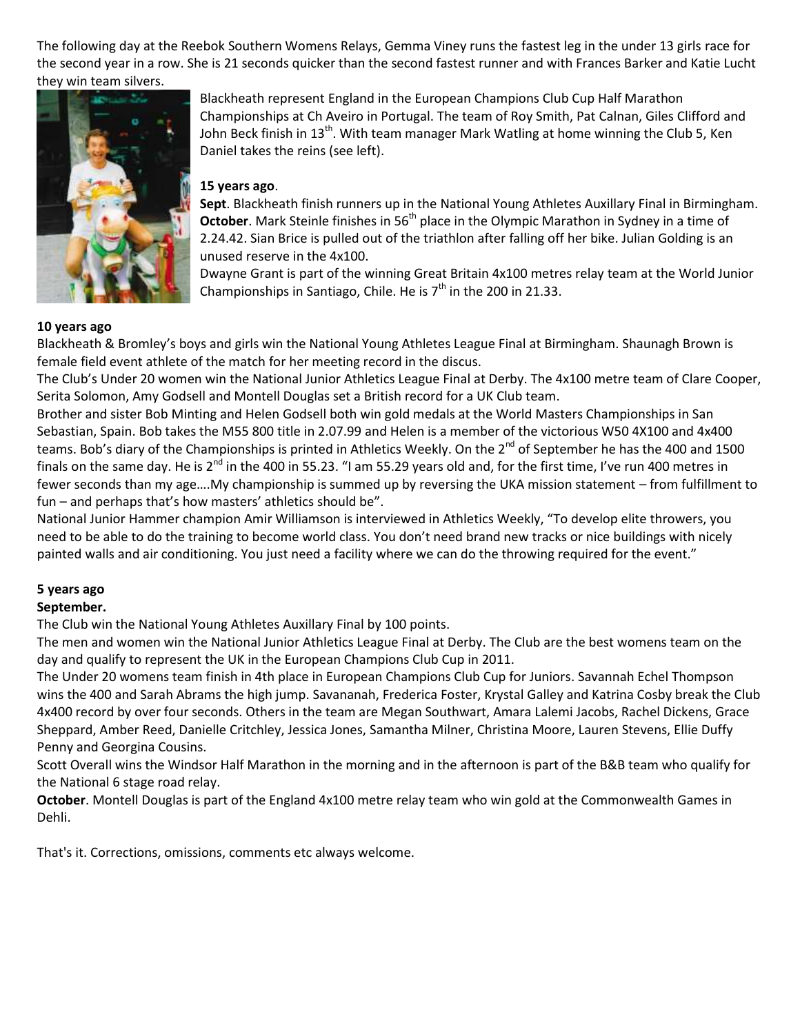The following day at the Reebok Southern Womens Relays, Gemma Viney runs the fastest leg in the under 13 girls race for the second year in a row. She is 21 seconds quicker than the second fastest runner and with Frances Barker and Katie Lucht they win team silvers.

Blackheath represent England in the European Champions Club Cup Half Marathon Championships at Ch Aveiro in Portugal. The team of Roy Smith, Pat Calnan, Giles Clifford and John Beck finish in 13th. With team manager Mark Watling at home winning the Club 5, Ken Daniel takes the reins (see left).

**15 years ago**.

**Sept**. Blackheath finish runners up in the National Young Athletes Auxillary Final in Birmingham.
**October**. Mark Steinle finishes in 56th place in the Olympic Marathon in Sydney in a time of 2.24.42. Sian Brice is pulled out of the triathlon after falling off her bike. Julian Golding is an unused reserve in the 4x100.
Dwayne Grant is part of the winning Great Britain 4x100 metres relay team at the World Junior Championships in Santiago, Chile. He is 7th in the 200 in 21.33.

**10 years ago**

Blackheath & Bromley's boys and girls win the National Young Athletes League Final at Birmingham. Shaunagh Brown is female field event athlete of the match for her meeting record in the discus.
The Club's Under 20 women win the National Junior Athletics League Final at Derby. The 4x100 metre team of Clare Cooper, Serita Solomon, Amy Godsell and Montell Douglas set a British record for a UK Club team.
Brother and sister Bob Minting and Helen Godsell both win gold medals at the World Masters Championships in San Sebastian, Spain. Bob takes the M55 800 title in 2.07.99 and Helen is a member of the victorious W50 4X100 and 4x400 teams. Bob's diary of the Championships is printed in Athletics Weekly. On the 2nd of September he has the 400 and 1500 finals on the same day. He is 2nd in the 400 in 55.23. "I am 55.29 years old and, for the first time, I've run 400 metres in fewer seconds than my age….My championship is summed up by reversing the UKA mission statement – from fulfillment to fun – and perhaps that's how masters' athletics should be".
National Junior Hammer champion Amir Williamson is interviewed in Athletics Weekly, "To develop elite throwers, you need to be able to do the training to become world class. You don't need brand new tracks or nice buildings with nicely painted walls and air conditioning. You just need a facility where we can do the throwing required for the event."

**5 years ago**

**September.**

The Club win the National Young Athletes Auxillary Final by 100 points.
The men and women win the National Junior Athletics League Final at Derby. The Club are the best womens team on the day and qualify to represent the UK in the European Champions Club Cup in 2011.
The Under 20 womens team finish in 4th place in European Champions Club Cup for Juniors. Savannah Echel Thompson wins the 400 and Sarah Abrams the high jump. Savananah, Frederica Foster, Krystal Galley and Katrina Cosby break the Club 4x400 record by over four seconds. Others in the team are Megan Southwart, Amara Lalemi Jacobs, Rachel Dickens, Grace Sheppard, Amber Reed, Danielle Critchley, Jessica Jones, Samantha Milner, Christina Moore, Lauren Stevens, Ellie Duffy Penny and Georgina Cousins.
Scott Overall wins the Windsor Half Marathon in the morning and in the afternoon is part of the B&B team who qualify for the National 6 stage road relay.
**October**. Montell Douglas is part of the England 4x100 metre relay team who win gold at the Commonwealth Games in Dehli.

That's it. Corrections, omissions, comments etc always welcome.